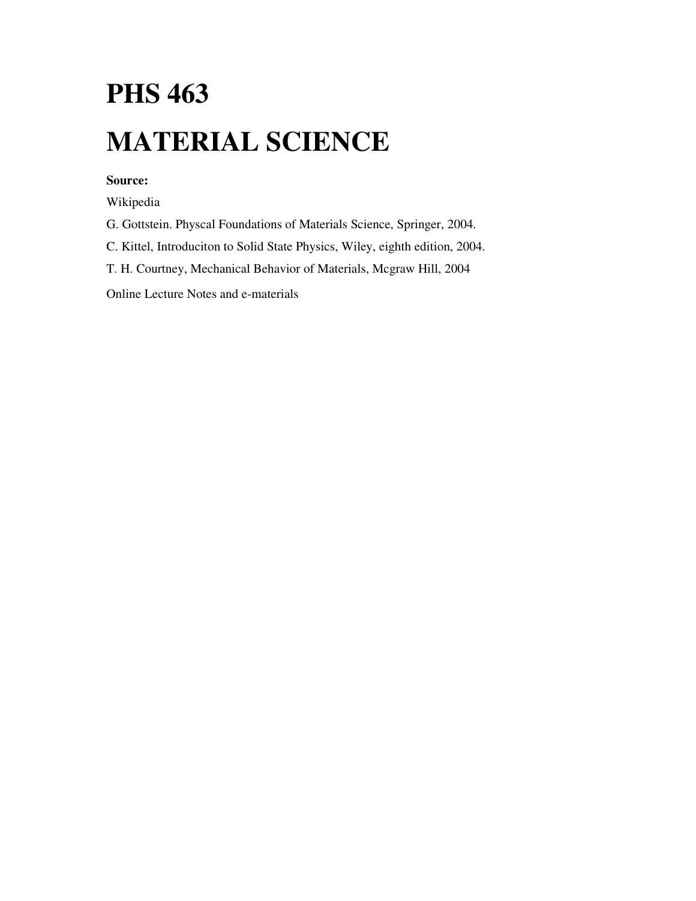# PHS 463

# MATERIAL SCIENCE

**Source:**

Wikipedia

G. Gottstein. Physcal Foundations of Materials Science, Springer, 2004.

C. Kittel, Introduciton to Solid State Physics, Wiley, eighth edition, 2004.

T. H. Courtney, Mechanical Behavior of Materials, Mcgraw Hill, 2004

Online Lecture Notes and e-materials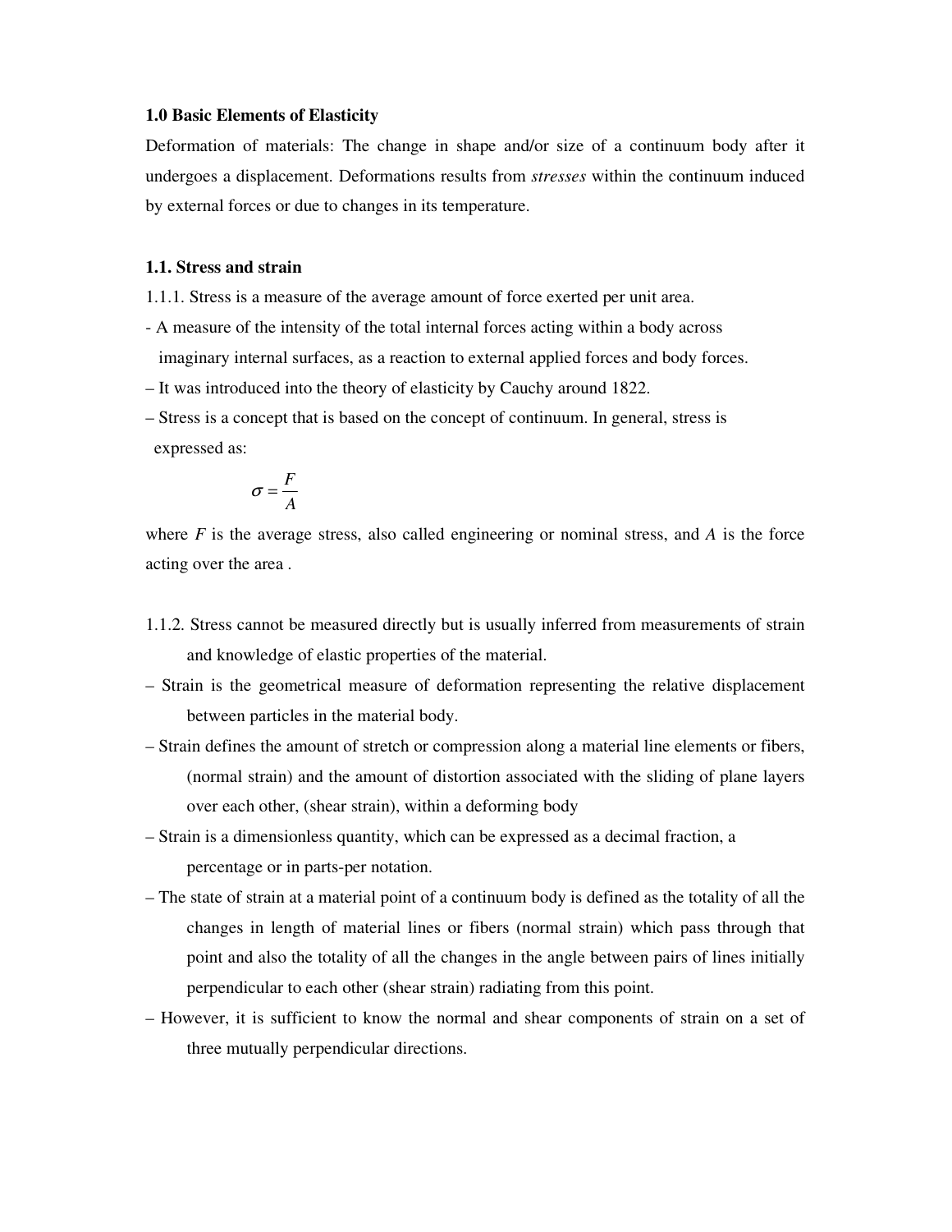**1.0 Basic Elements of Elasticity**

Deformation of materials: The change in shape and/or size of a continuum body after it undergoes a displacement. Deformations results from *stresses* within the continuum induced by external forces or due to changes in its temperature.

**1.1. Stress and strain**

1.1.1. Stress is a measure of the average amount of force exerted per unit area.

- A measure of the intensity of the total internal forces acting within a body across imaginary internal surfaces, as a reaction to external applied forces and body forces.
– It was introduced into the theory of elasticity by Cauchy around 1822.
– Stress is a concept that is based on the concept of continuum. In general, stress is expressed as:

$$\sigma = \frac{F}{A}$$

where $F$ is the average stress, also called engineering or nominal stress, and $A$ is the force acting over the area .

1.1.2. Stress cannot be measured directly but is usually inferred from measurements of strain and knowledge of elastic properties of the material.

– Strain is the geometrical measure of deformation representing the relative displacement between particles in the material body.
– Strain defines the amount of stretch or compression along a material line elements or fibers, (normal strain) and the amount of distortion associated with the sliding of plane layers over each other, (shear strain), within a deforming body
– Strain is a dimensionless quantity, which can be expressed as a decimal fraction, a percentage or in parts-per notation.
– The state of strain at a material point of a continuum body is defined as the totality of all the changes in length of material lines or fibers (normal strain) which pass through that point and also the totality of all the changes in the angle between pairs of lines initially perpendicular to each other (shear strain) radiating from this point.
– However, it is sufficient to know the normal and shear components of strain on a set of three mutually perpendicular directions.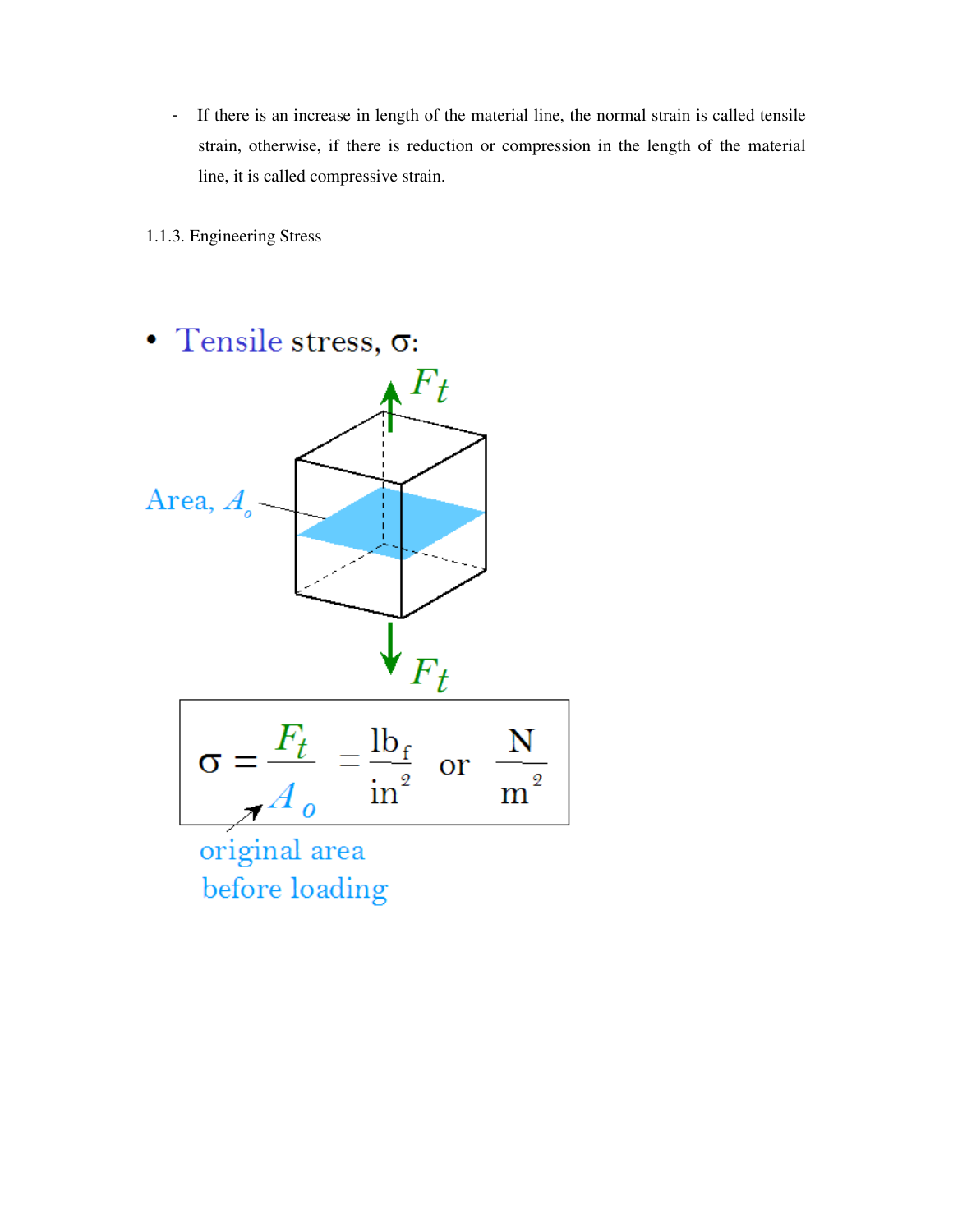- If there is an increase in length of the material line, the normal strain is called tensile strain, otherwise, if there is reduction or compression in the length of the material line, it is called compressive strain.

1.1.3. Engineering Stress

- Tensile stress, σ:

$F_t$

Area, $A_o$

$F_t$

$$\sigma = \frac{F_t}{A_o} = \frac{\text{lb}_f}{\text{in}^2} \text{ or } \frac{\text{N}}{\text{m}^2}$$

original area before loading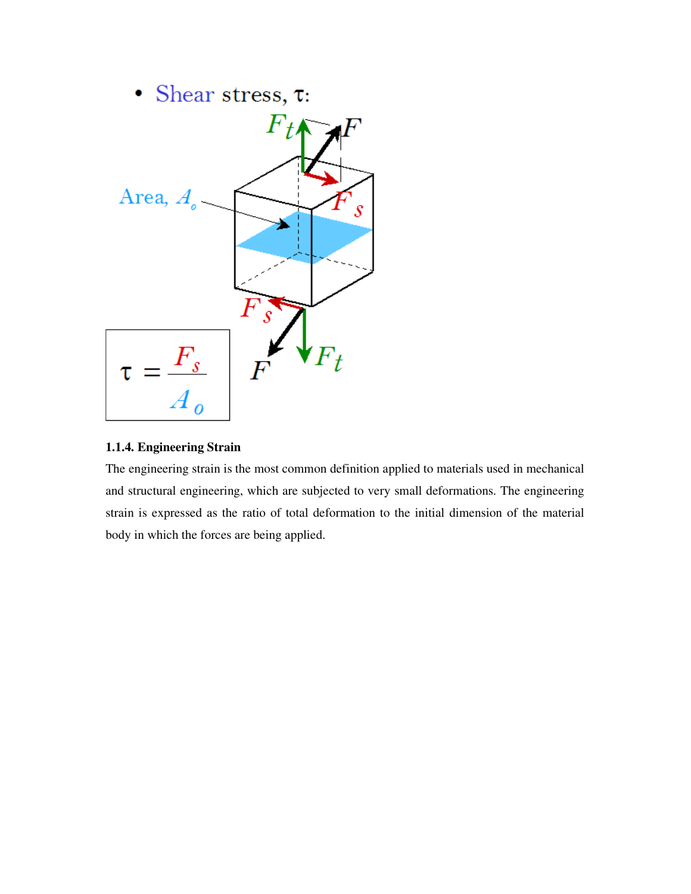- Shear stress, τ:

$$\tau = \frac{F_s}{A_o}$$

### 1.1.4. Engineering Strain

The engineering strain is the most common definition applied to materials used in mechanical and structural engineering, which are subjected to very small deformations. The engineering strain is expressed as the ratio of total deformation to the initial dimension of the material body in which the forces are being applied.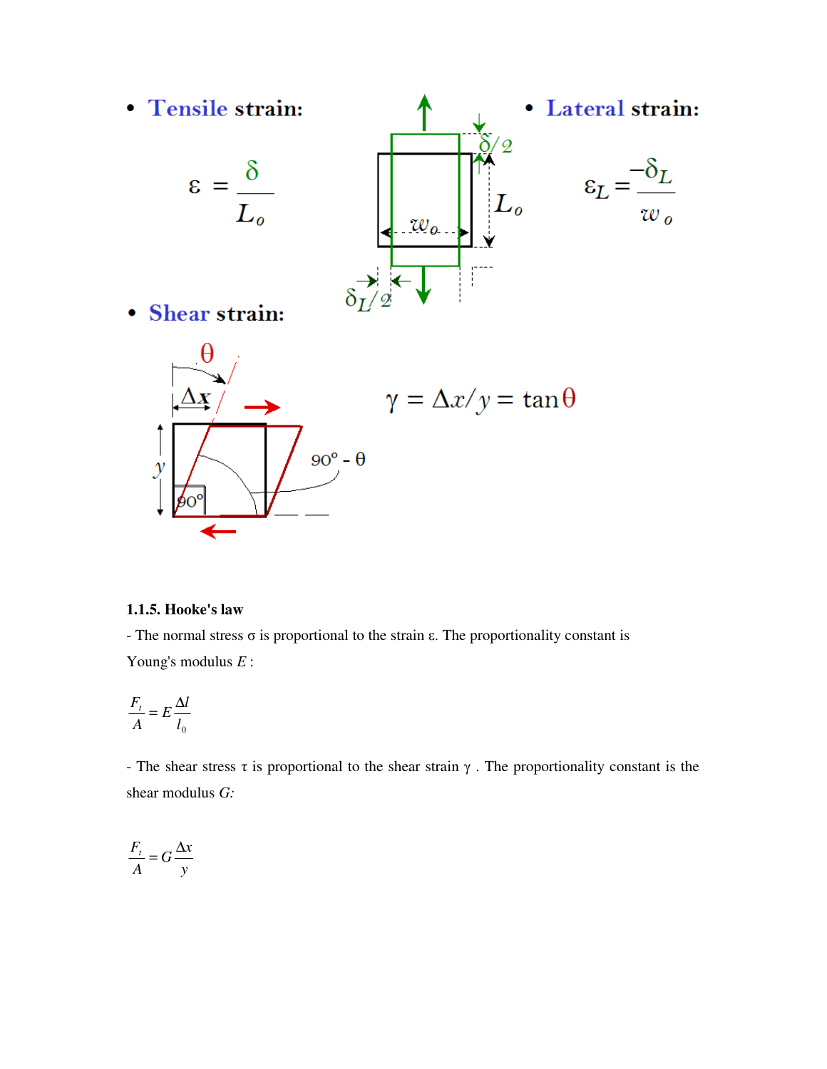- **Tensile strain:**

$$\varepsilon = \frac{\delta}{L_o}$$

- **Lateral strain:**

$$\varepsilon_L = \frac{-\delta_L}{w_o}$$

- **Shear strain:**

$$\gamma = \Delta x / y = \tan\theta$$

**1.1.5. Hooke's law**

- The normal stress σ is proportional to the strain ε. The proportionality constant is Young's modulus $E$ :

$$\frac{F_t}{A} = E\frac{\Delta l}{l_0}$$

- The shear stress τ is proportional to the shear strain γ . The proportionality constant is the shear modulus $G$:

$$\frac{F_t}{A} = G\frac{\Delta x}{y}$$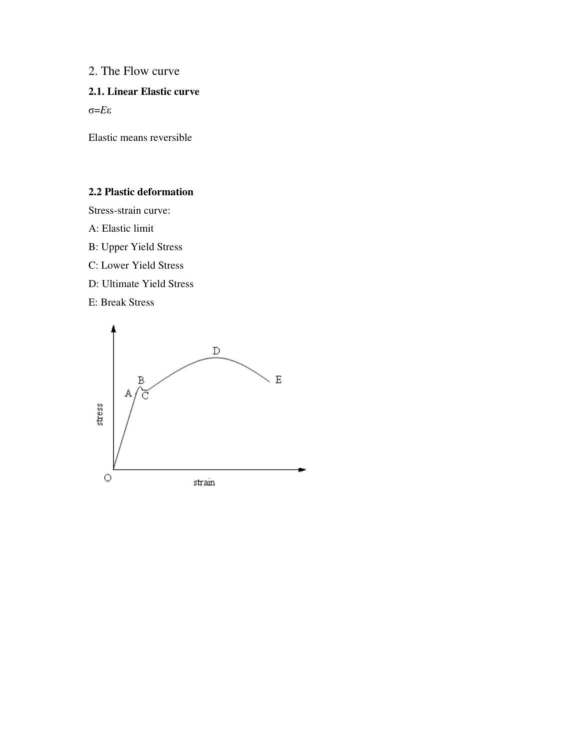## 2. The Flow curve

### 2.1. Linear Elastic curve

$\sigma = E\varepsilon$

Elastic means reversible

### 2.2 Plastic deformation

Stress-strain curve:

A: Elastic limit

B: Upper Yield Stress

C: Lower Yield Stress

D: Ultimate Yield Stress

E: Break Stress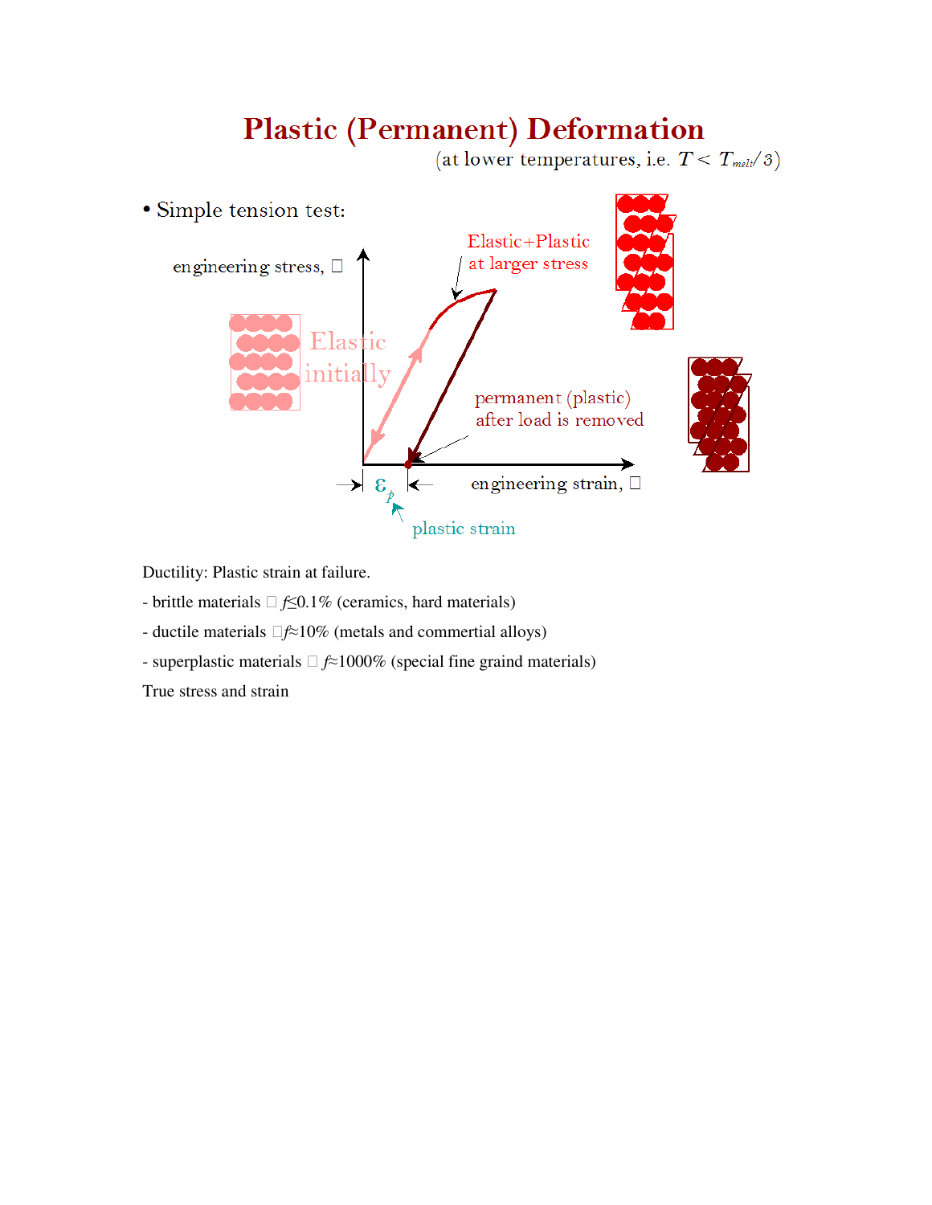# Plastic (Permanent) Deformation

(at lower temperatures, i.e. $T < T_{melt}/3$)

- Simple tension test:

engineering stress, $\sigma$

Elastic initially

Elastic+Plastic at larger stress

permanent (plastic) after load is removed

$\varepsilon_p$

engineering strain, $\varepsilon$

plastic strain

Ductility: Plastic strain at failure.

- brittle materials $\varepsilon_f \lesssim 0.1\%$ (ceramics, hard materials)

- ductile materials $\varepsilon_f \approx 10\%$ (metals and commertial alloys)

- superplastic materials $\varepsilon_f \approx 1000\%$ (special fine graind materials)

True stress and strain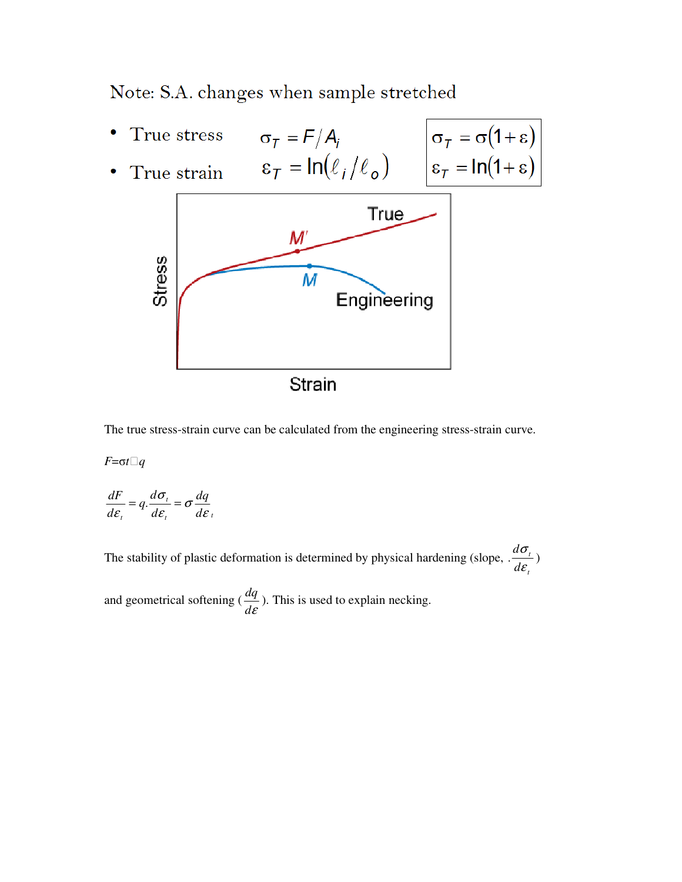Note: S.A. changes when sample stretched

- True stress $\sigma_T = F / A_i$
- True strain $\varepsilon_T = \ln(\ell_i / \ell_o)$

$$\sigma_T = \sigma(1+\varepsilon)$$
$$\varepsilon_T = \ln(1+\varepsilon)$$

The true stress-strain curve can be calculated from the engineering stress-strain curve.

$F=\sigma t \square q$

$$\frac{dF}{d\varepsilon_t} = q.\frac{d\sigma_t}{d\varepsilon_t} = \sigma\frac{dq}{d\varepsilon_t}$$

The stability of plastic deformation is determined by physical hardening (slope, $.\frac{d\sigma_t}{d\varepsilon_t}$) and geometrical softening ($\frac{dq}{d\varepsilon}$). This is used to explain necking.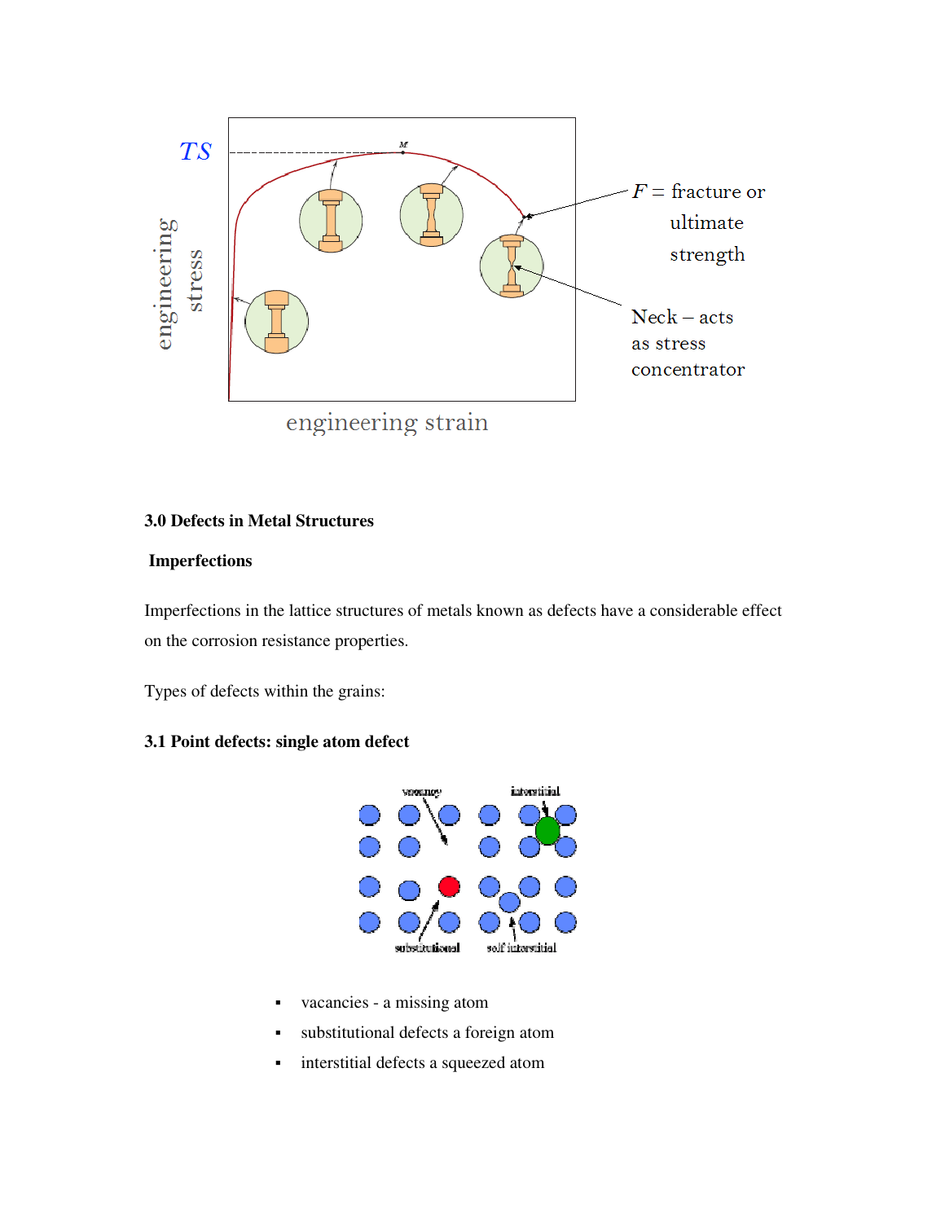## 3.0 Defects in Metal Structures

### Imperfections

Imperfections in the lattice structures of metals known as defects have a considerable effect on the corrosion resistance properties.

Types of defects within the grains:

### 3.1 Point defects: single atom defect

- vacancies - a missing atom
- substitutional defects a foreign atom
- interstitial defects a squeezed atom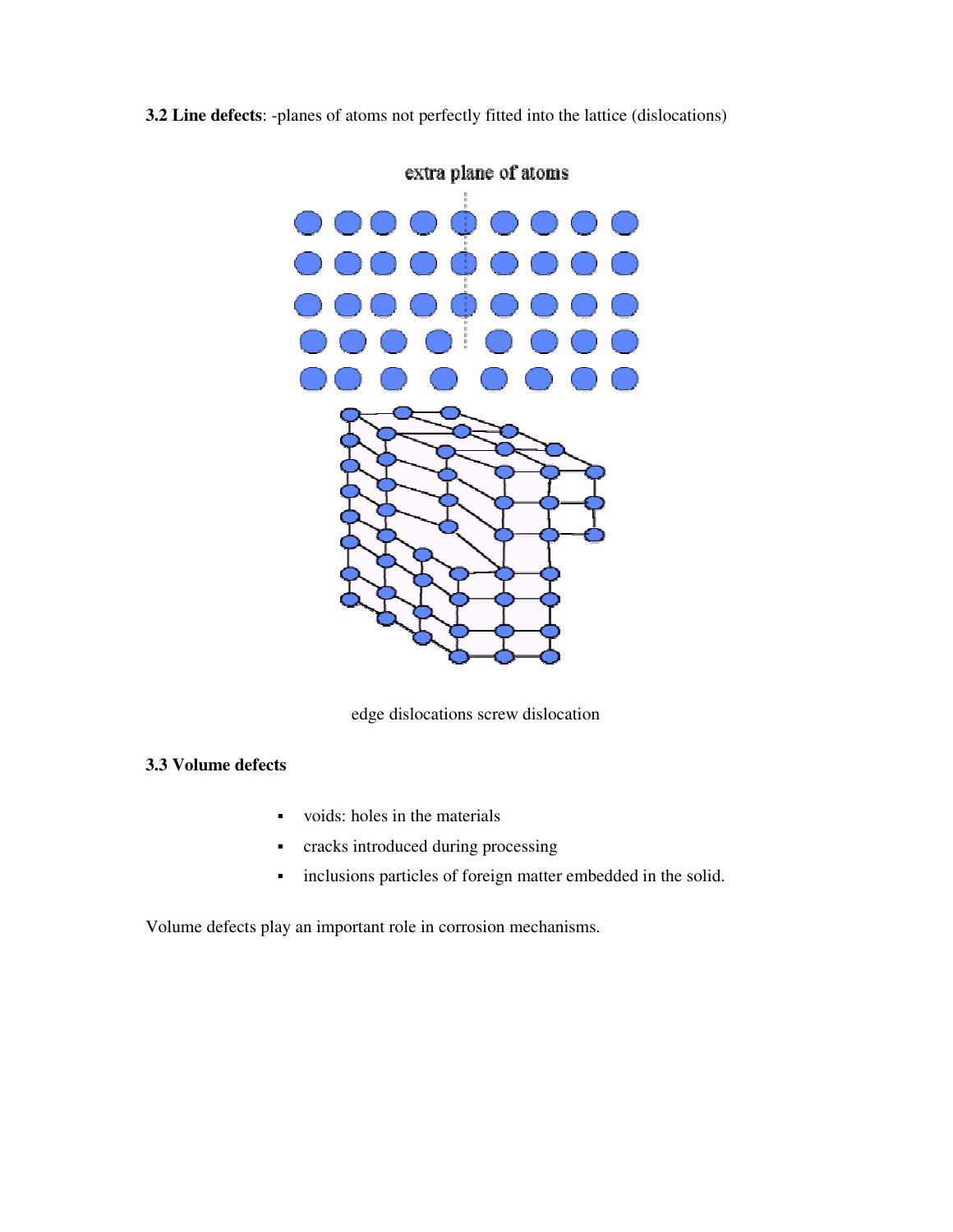**3.2 Line defects**: -planes of atoms not perfectly fitted into the lattice (dislocations)

extra plane of atoms

edge dislocations screw dislocation

**3.3 Volume defects**

- voids: holes in the materials
- cracks introduced during processing
- inclusions particles of foreign matter embedded in the solid.

Volume defects play an important role in corrosion mechanisms.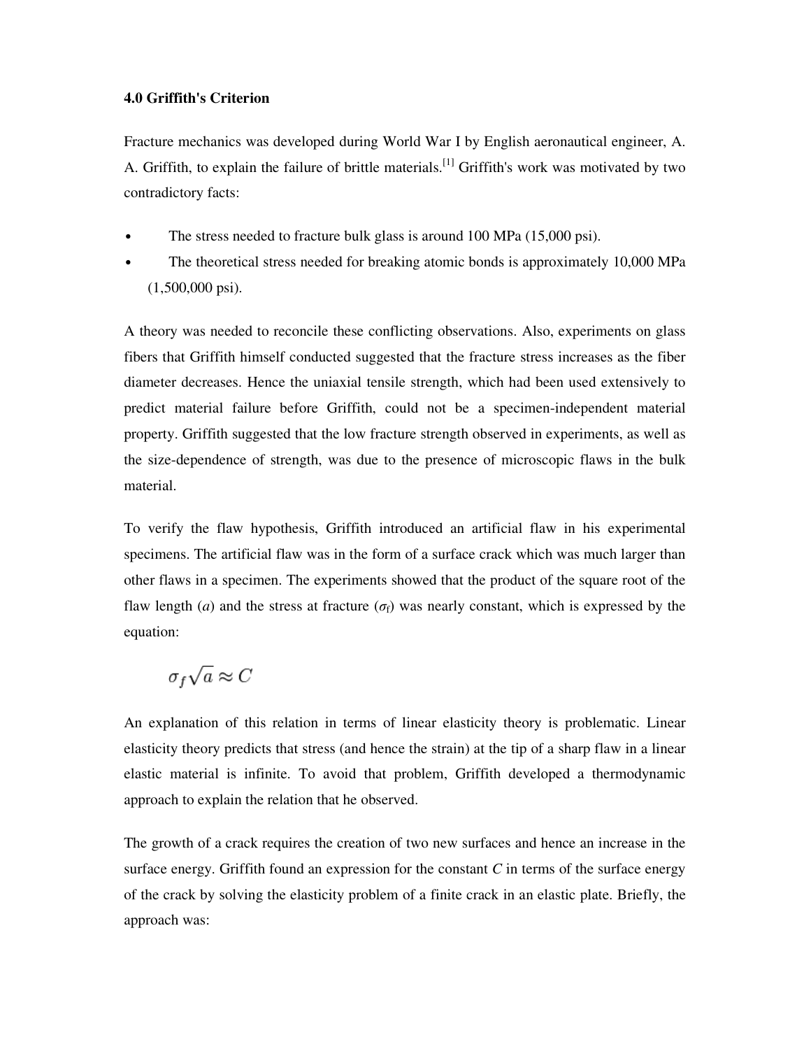### 4.0 Griffith's Criterion

Fracture mechanics was developed during World War I by English aeronautical engineer, A. A. Griffith, to explain the failure of brittle materials.[1] Griffith's work was motivated by two contradictory facts:

- The stress needed to fracture bulk glass is around 100 MPa (15,000 psi).
- The theoretical stress needed for breaking atomic bonds is approximately 10,000 MPa (1,500,000 psi).

A theory was needed to reconcile these conflicting observations. Also, experiments on glass fibers that Griffith himself conducted suggested that the fracture stress increases as the fiber diameter decreases. Hence the uniaxial tensile strength, which had been used extensively to predict material failure before Griffith, could not be a specimen-independent material property. Griffith suggested that the low fracture strength observed in experiments, as well as the size-dependence of strength, was due to the presence of microscopic flaws in the bulk material.

To verify the flaw hypothesis, Griffith introduced an artificial flaw in his experimental specimens. The artificial flaw was in the form of a surface crack which was much larger than other flaws in a specimen. The experiments showed that the product of the square root of the flaw length ($a$) and the stress at fracture ($\sigma_f$) was nearly constant, which is expressed by the equation:

$$\sigma_f \sqrt{a} \approx C$$

An explanation of this relation in terms of linear elasticity theory is problematic. Linear elasticity theory predicts that stress (and hence the strain) at the tip of a sharp flaw in a linear elastic material is infinite. To avoid that problem, Griffith developed a thermodynamic approach to explain the relation that he observed.

The growth of a crack requires the creation of two new surfaces and hence an increase in the surface energy. Griffith found an expression for the constant $C$ in terms of the surface energy of the crack by solving the elasticity problem of a finite crack in an elastic plate. Briefly, the approach was: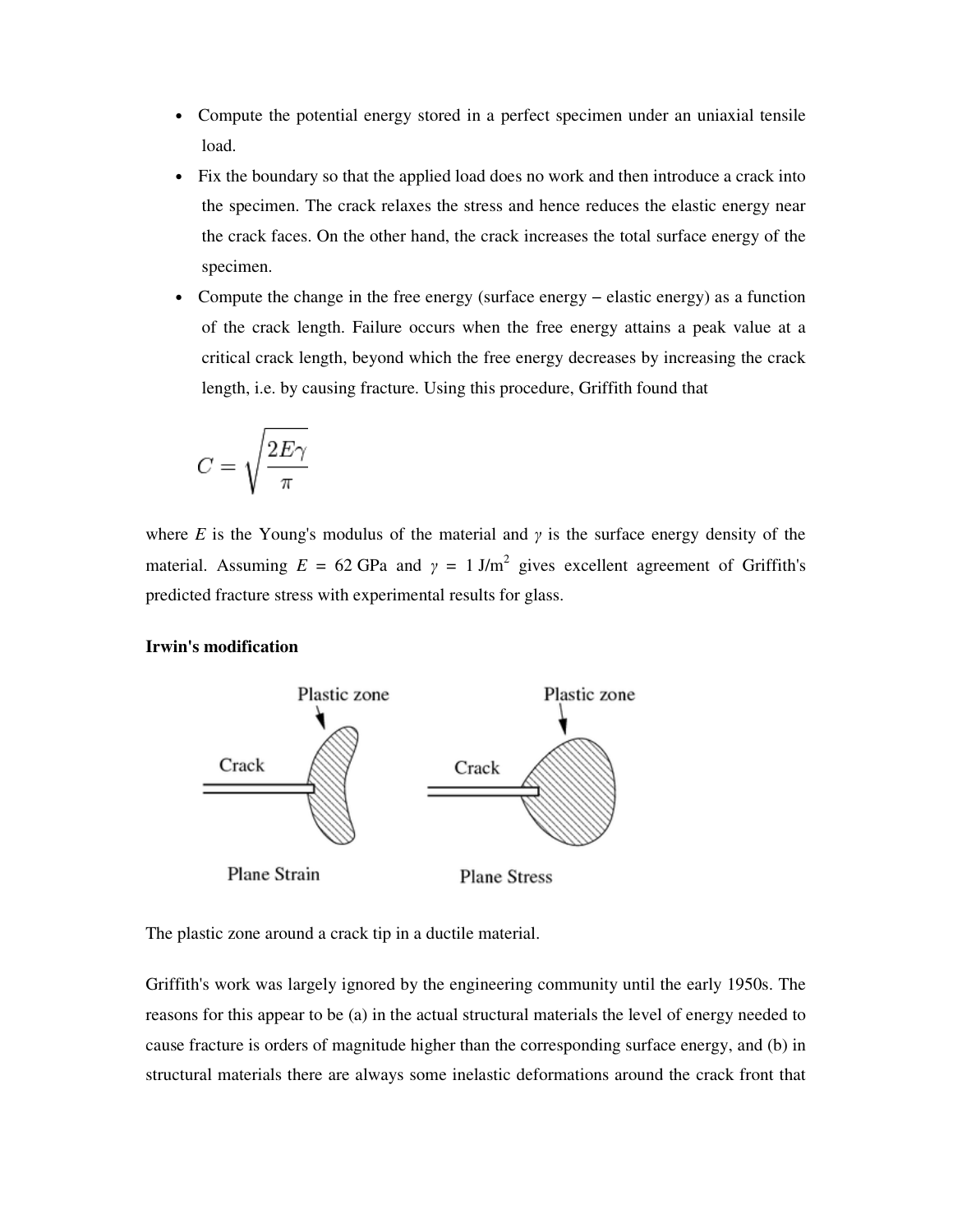- Compute the potential energy stored in a perfect specimen under an uniaxial tensile load.
- Fix the boundary so that the applied load does no work and then introduce a crack into the specimen. The crack relaxes the stress and hence reduces the elastic energy near the crack faces. On the other hand, the crack increases the total surface energy of the specimen.
- Compute the change in the free energy (surface energy – elastic energy) as a function of the crack length. Failure occurs when the free energy attains a peak value at a critical crack length, beyond which the free energy decreases by increasing the crack length, i.e. by causing fracture. Using this procedure, Griffith found that

$$C = \sqrt{\frac{2E\gamma}{\pi}}$$

where $E$ is the Young's modulus of the material and $\gamma$ is the surface energy density of the material. Assuming $E$ = 62 GPa and $\gamma$ = 1 J/m$^2$ gives excellent agreement of Griffith's predicted fracture stress with experimental results for glass.

**Irwin's modification**

The plastic zone around a crack tip in a ductile material.

Griffith's work was largely ignored by the engineering community until the early 1950s. The reasons for this appear to be (a) in the actual structural materials the level of energy needed to cause fracture is orders of magnitude higher than the corresponding surface energy, and (b) in structural materials there are always some inelastic deformations around the crack front that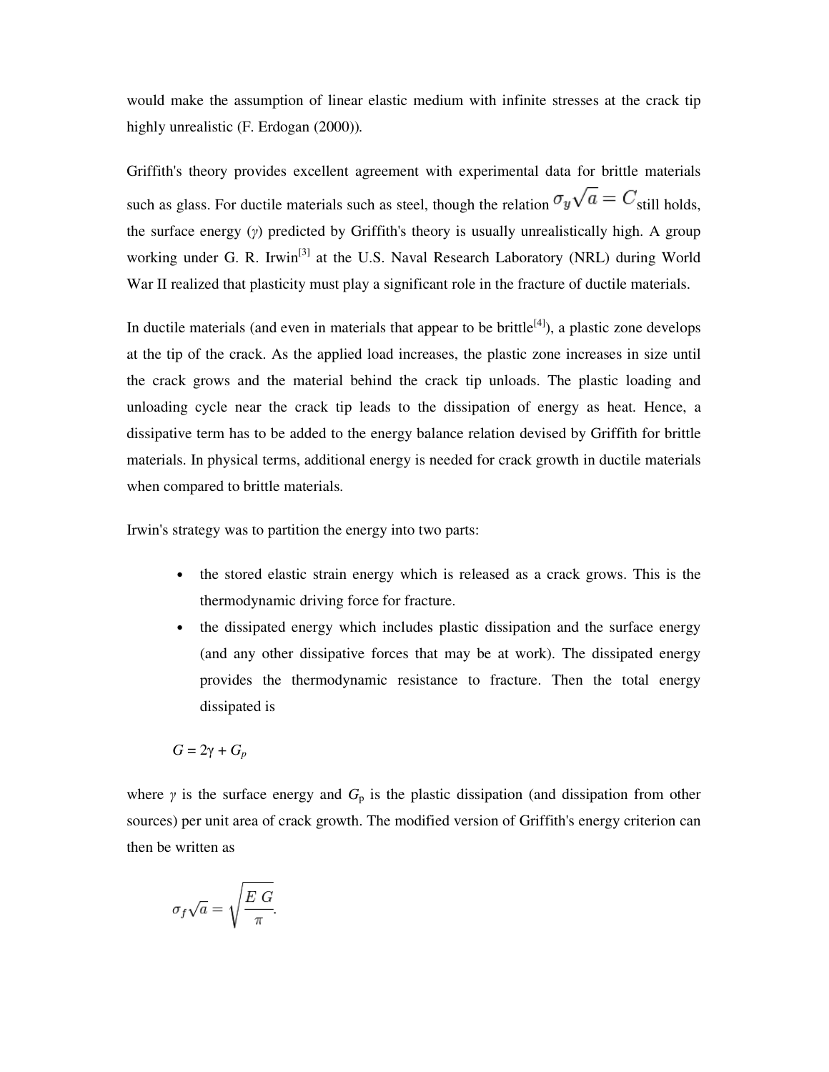would make the assumption of linear elastic medium with infinite stresses at the crack tip highly unrealistic (F. Erdogan (2000)).

Griffith's theory provides excellent agreement with experimental data for brittle materials such as glass. For ductile materials such as steel, though the relation $\sigma_y \sqrt{a} = C$ still holds, the surface energy ($\gamma$) predicted by Griffith's theory is usually unrealistically high. A group working under G. R. Irwin[3] at the U.S. Naval Research Laboratory (NRL) during World War II realized that plasticity must play a significant role in the fracture of ductile materials.

In ductile materials (and even in materials that appear to be brittle[4]), a plastic zone develops at the tip of the crack. As the applied load increases, the plastic zone increases in size until the crack grows and the material behind the crack tip unloads. The plastic loading and unloading cycle near the crack tip leads to the dissipation of energy as heat. Hence, a dissipative term has to be added to the energy balance relation devised by Griffith for brittle materials. In physical terms, additional energy is needed for crack growth in ductile materials when compared to brittle materials.

Irwin's strategy was to partition the energy into two parts:

- the stored elastic strain energy which is released as a crack grows. This is the thermodynamic driving force for fracture.
- the dissipated energy which includes plastic dissipation and the surface energy (and any other dissipative forces that may be at work). The dissipated energy provides the thermodynamic resistance to fracture. Then the total energy dissipated is

$$G = 2\gamma + G_p$$

where $\gamma$ is the surface energy and $G_p$ is the plastic dissipation (and dissipation from other sources) per unit area of crack growth. The modified version of Griffith's energy criterion can then be written as

$$\sigma_f \sqrt{a} = \sqrt{\frac{E\,G}{\pi}}.$$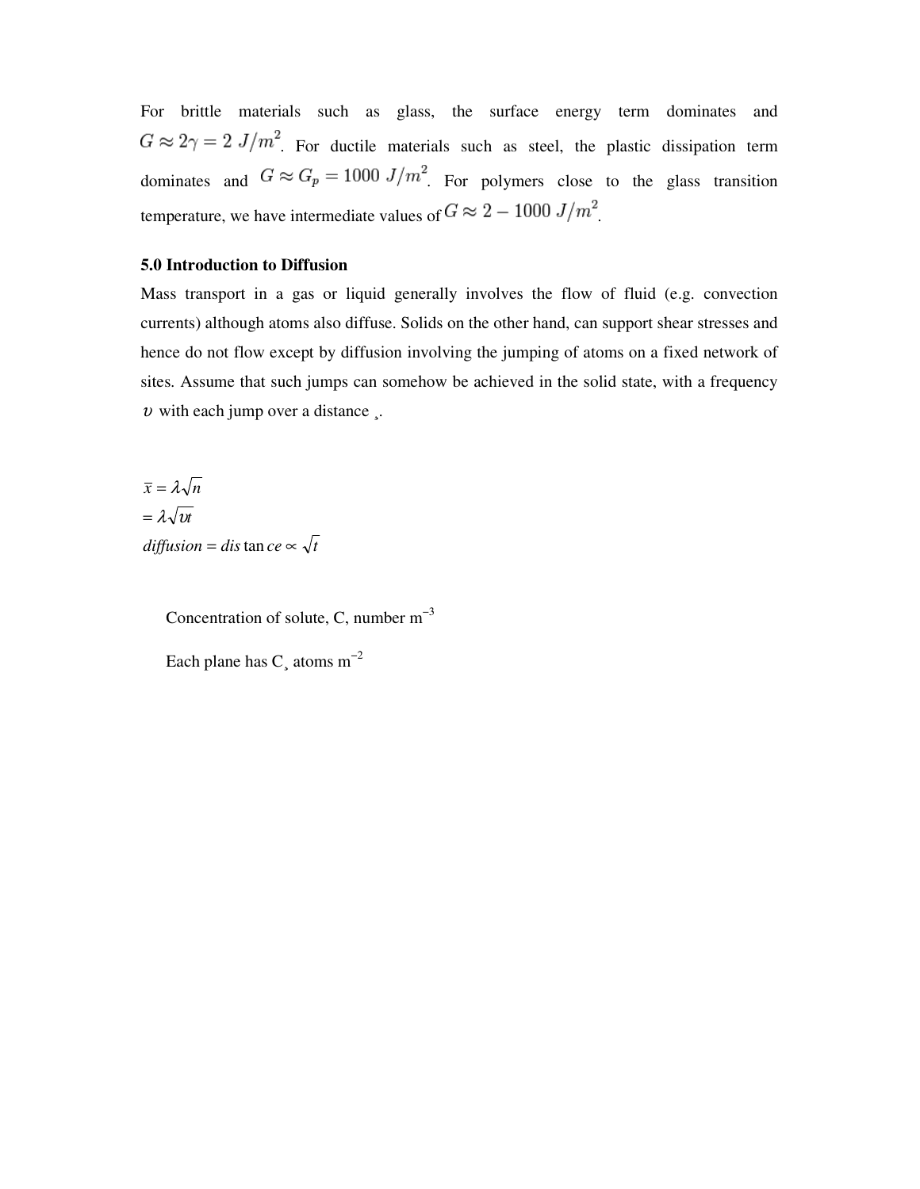For brittle materials such as glass, the surface energy term dominates and $G \approx 2\gamma = 2\ J/m^2$. For ductile materials such as steel, the plastic dissipation term dominates and $G \approx G_p = 1000\ J/m^2$. For polymers close to the glass transition temperature, we have intermediate values of $G \approx 2 - 1000\ J/m^2$.

**5.0 Introduction to Diffusion**

Mass transport in a gas or liquid generally involves the flow of fluid (e.g. convection currents) although atoms also diffuse. Solids on the other hand, can support shear stresses and hence do not flow except by diffusion involving the jumping of atoms on a fixed network of sites. Assume that such jumps can somehow be achieved in the solid state, with a frequency $\upsilon$ with each jump over a distance ¸.

$$\bar{x} = \lambda\sqrt{n}$$

$$= \lambda\sqrt{\upsilon t}$$

$$diffusion = distance \propto \sqrt{t}$$

Concentration of solute, C, number $m^{-3}$

Each plane has C¸ atoms $m^{-2}$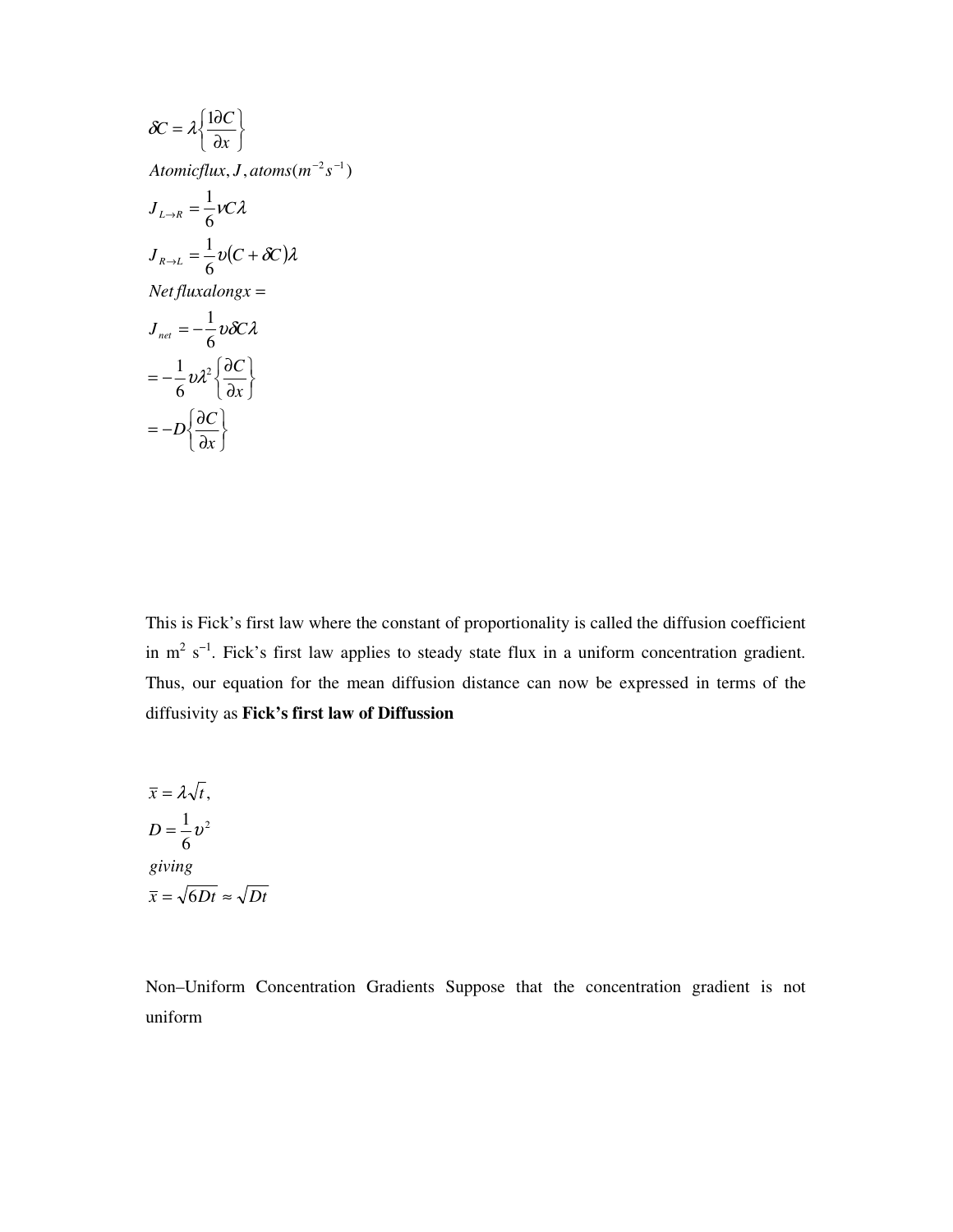$$\delta C = \lambda \left\{ \frac{1 \partial C}{\partial x} \right\}$$

$$Atomicflux, J, atoms(m^{-2} s^{-1})$$

$$J_{L \to R} = \frac{1}{6} \nu C \lambda$$

$$J_{R \to L} = \frac{1}{6} \upsilon (C + \delta C) \lambda$$

$$Net\, fluxalongx =$$

$$J_{net} = -\frac{1}{6} \upsilon \delta C \lambda$$

$$= -\frac{1}{6} \upsilon \lambda^2 \left\{ \frac{\partial C}{\partial x} \right\}$$

$$= -D \left\{ \frac{\partial C}{\partial x} \right\}$$

This is Fick's first law where the constant of proportionality is called the diffusion coefficient in $m^2\ s^{-1}$. Fick's first law applies to steady state flux in a uniform concentration gradient. Thus, our equation for the mean diffusion distance can now be expressed in terms of the diffusivity as **Fick's first law of Diffussion**

$$\bar{x} = \lambda \sqrt{t},$$

$$D = \frac{1}{6} \upsilon^2$$

$$giving$$

$$\bar{x} = \sqrt{6Dt} \approx \sqrt{Dt}$$

Non–Uniform Concentration Gradients Suppose that the concentration gradient is not uniform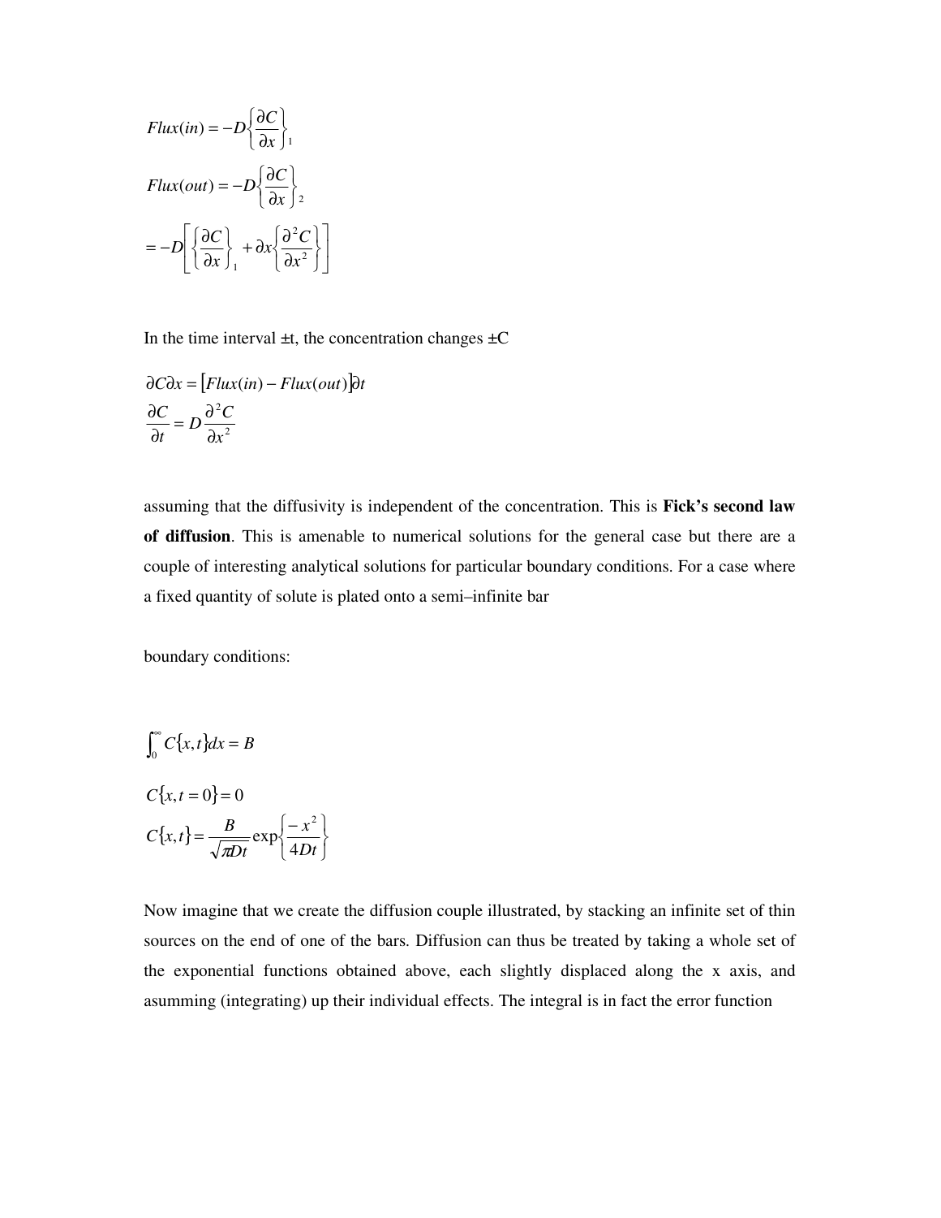$$Flux(in) = -D\left\{\frac{\partial C}{\partial x}\right\}_1$$

$$Flux(out) = -D\left\{\frac{\partial C}{\partial x}\right\}_2$$

$$= -D\left[\left\{\frac{\partial C}{\partial x}\right\}_1 + \partial x\left\{\frac{\partial^2 C}{\partial x^2}\right\}\right]$$

In the time interval ±t, the concentration changes ±C

$$\partial C \partial x = [Flux(in) - Flux(out)]\partial t$$

$$\frac{\partial C}{\partial t} = D\frac{\partial^2 C}{\partial x^2}$$

assuming that the diffusivity is independent of the concentration. This is **Fick's second law of diffusion**. This is amenable to numerical solutions for the general case but there are a couple of interesting analytical solutions for particular boundary conditions. For a case where a fixed quantity of solute is plated onto a semi–infinite bar

boundary conditions:

$$\int_0^\infty C\{x,t\}dx = B$$

$$C\{x, t = 0\} = 0$$

$$C\{x,t\} = \frac{B}{\sqrt{\pi D t}}\exp\left\{\frac{-x^2}{4Dt}\right\}$$

Now imagine that we create the diffusion couple illustrated, by stacking an infinite set of thin sources on the end of one of the bars. Diffusion can thus be treated by taking a whole set of the exponential functions obtained above, each slightly displaced along the x axis, and asumming (integrating) up their individual effects. The integral is in fact the error function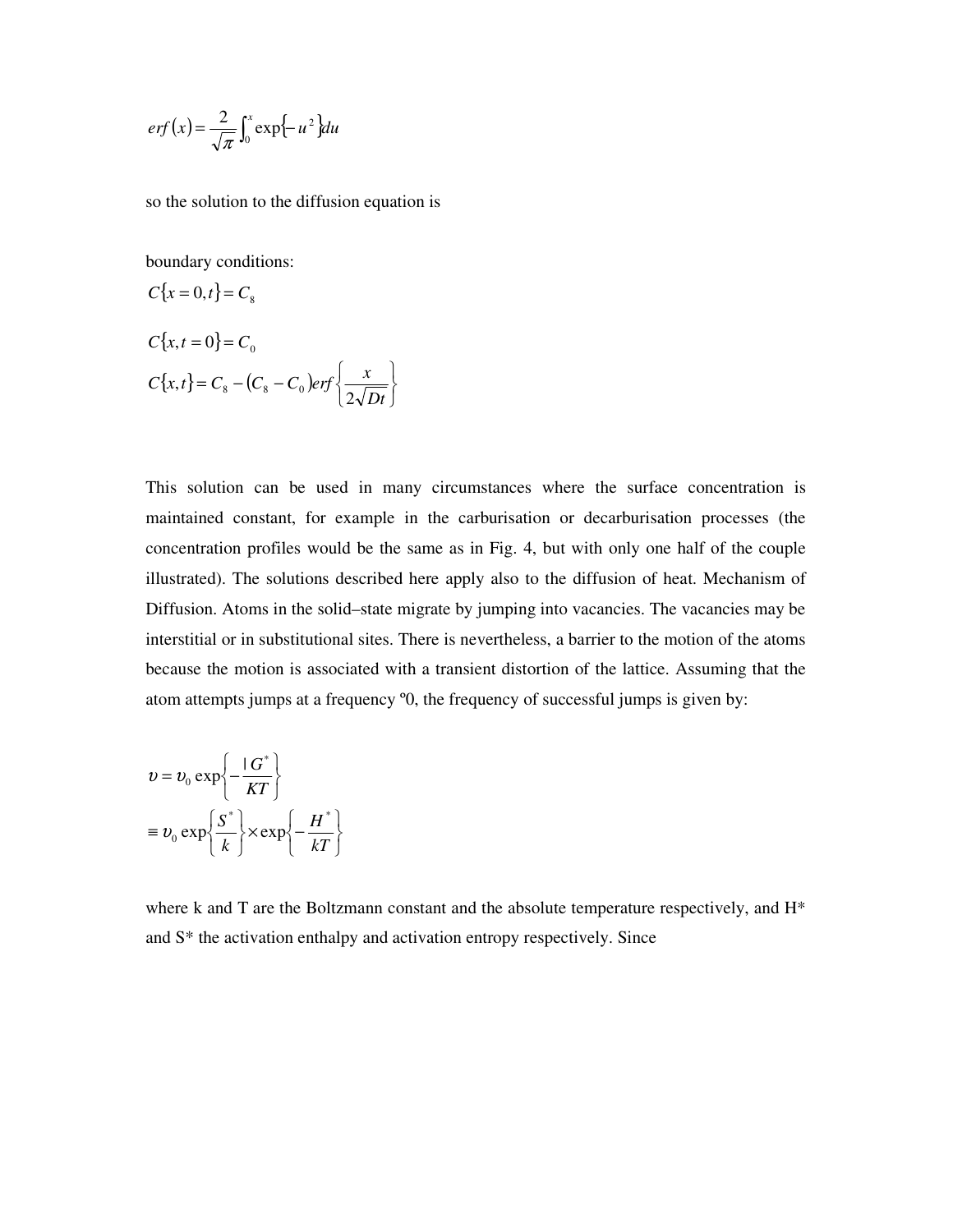$$erf(x) = \frac{2}{\sqrt{\pi}} \int_0^x \exp\{-u^2\} du$$

so the solution to the diffusion equation is

boundary conditions:

$$C\{x = 0, t\} = C_8$$

$$C\{x, t = 0\} = C_0$$

$$C\{x, t\} = C_8 - (C_8 - C_0) erf\left\{\frac{x}{2\sqrt{Dt}}\right\}$$

This solution can be used in many circumstances where the surface concentration is maintained constant, for example in the carburisation or decarburisation processes (the concentration profiles would be the same as in Fig. 4, but with only one half of the couple illustrated). The solutions described here apply also to the diffusion of heat. Mechanism of Diffusion. Atoms in the solid–state migrate by jumping into vacancies. The vacancies may be interstitial or in substitutional sites. There is nevertheless, a barrier to the motion of the atoms because the motion is associated with a transient distortion of the lattice. Assuming that the atom attempts jumps at a frequency º0, the frequency of successful jumps is given by:

$$\upsilon = \upsilon_0 \exp\left\{-\frac{\mathsf{I}G^*}{KT}\right\}$$

$$\equiv \upsilon_0 \exp\left\{\frac{S^*}{k}\right\} \times \exp\left\{-\frac{H^*}{kT}\right\}$$

where k and T are the Boltzmann constant and the absolute temperature respectively, and H* and S* the activation enthalpy and activation entropy respectively. Since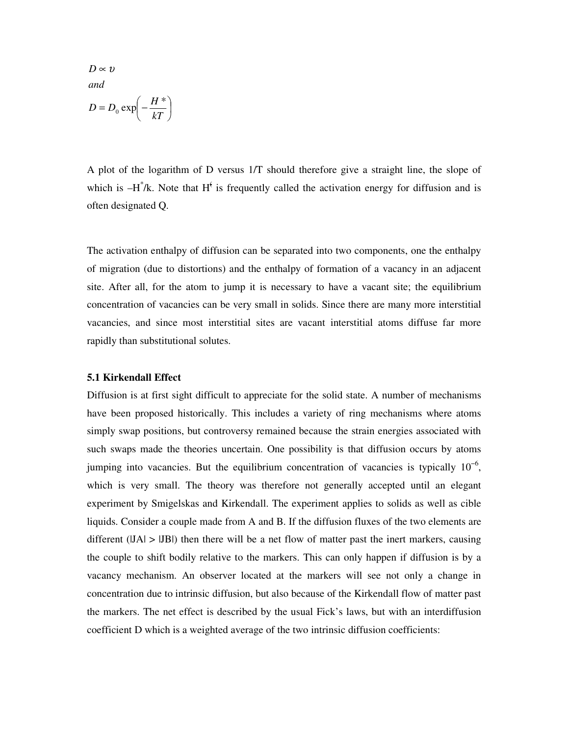$$D \propto \upsilon$$

*and*

$$D = D_0 \exp\left(-\frac{H^*}{kT}\right)$$

A plot of the logarithm of D versus 1/T should therefore give a straight line, the slope of which is $-H^*/k$. Note that $H^{‘}$ is frequently called the activation energy for diffusion and is often designated Q.

The activation enthalpy of diffusion can be separated into two components, one the enthalpy of migration (due to distortions) and the enthalpy of formation of a vacancy in an adjacent site. After all, for the atom to jump it is necessary to have a vacant site; the equilibrium concentration of vacancies can be very small in solids. Since there are many more interstitial vacancies, and since most interstitial sites are vacant interstitial atoms diffuse far more rapidly than substitutional solutes.

**5.1 Kirkendall Effect**

Diffusion is at first sight difficult to appreciate for the solid state. A number of mechanisms have been proposed historically. This includes a variety of ring mechanisms where atoms simply swap positions, but controversy remained because the strain energies associated with such swaps made the theories uncertain. One possibility is that diffusion occurs by atoms jumping into vacancies. But the equilibrium concentration of vacancies is typically $10^{-6}$, which is very small. The theory was therefore not generally accepted until an elegant experiment by Smigelskas and Kirkendall. The experiment applies to solids as well as cible liquids. Consider a couple made from A and B. If the diffusion fluxes of the two elements are different (|JA| > |JB|) then there will be a net flow of matter past the inert markers, causing the couple to shift bodily relative to the markers. This can only happen if diffusion is by a vacancy mechanism. An observer located at the markers will see not only a change in concentration due to intrinsic diffusion, but also because of the Kirkendall flow of matter past the markers. The net effect is described by the usual Fick’s laws, but with an interdiffusion coefficient D which is a weighted average of the two intrinsic diffusion coefficients: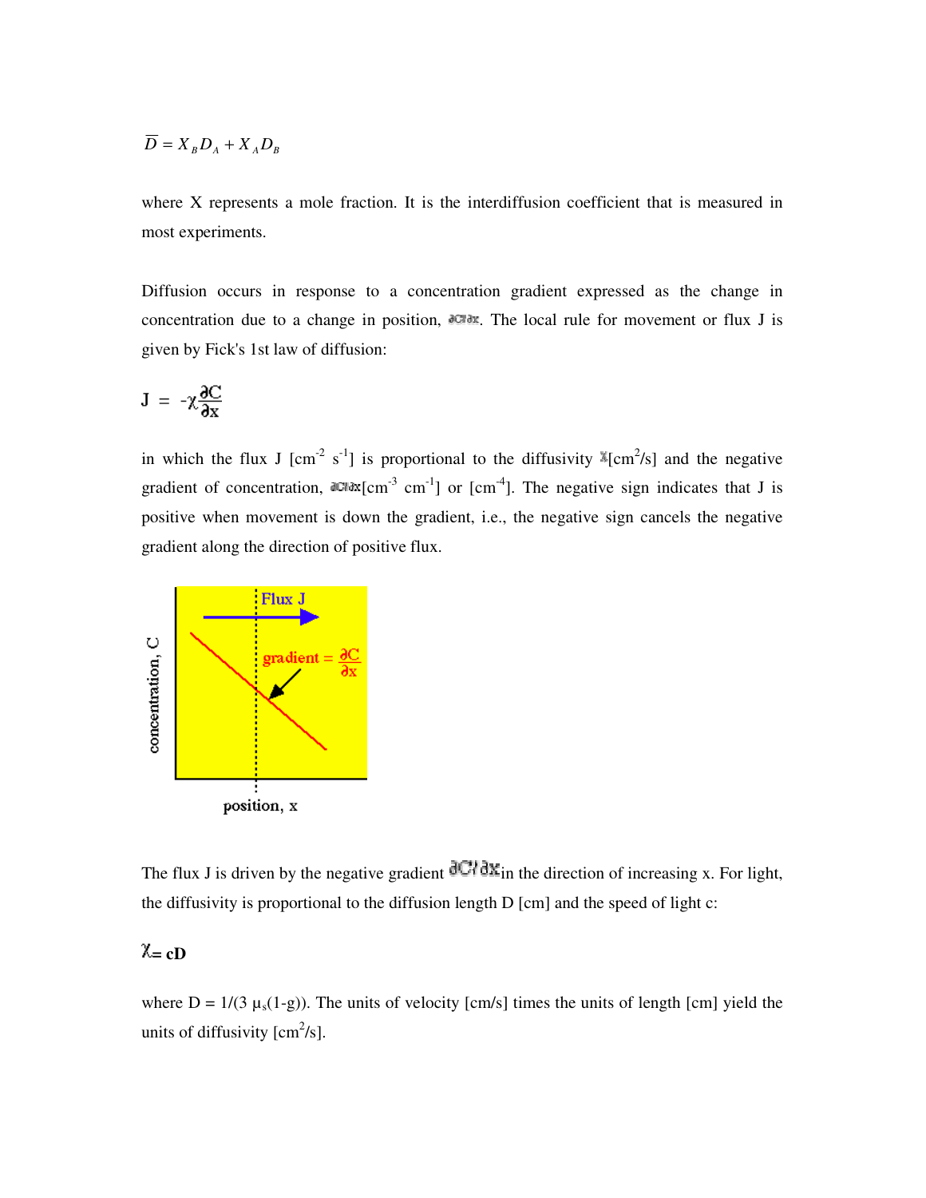$$\overline{D} = X_B D_A + X_A D_B$$

where X represents a mole fraction. It is the interdiffusion coefficient that is measured in most experiments.

Diffusion occurs in response to a concentration gradient expressed as the change in concentration due to a change in position, $\partial C/\partial x$. The local rule for movement or flux J is given by Fick's 1st law of diffusion:

$$J = -\chi \frac{\partial C}{\partial x}$$

in which the flux J [$cm^{-2}$ $s^{-1}$] is proportional to the diffusivity $\chi$[$cm^2/s$] and the negative gradient of concentration, $\partial C/\partial x$[$cm^{-3}$ $cm^{-1}$] or [$cm^{-4}$]. The negative sign indicates that J is positive when movement is down the gradient, i.e., the negative sign cancels the negative gradient along the direction of positive flux.

The flux J is driven by the negative gradient $\partial C/\partial x$ in the direction of increasing x. For light, the diffusivity is proportional to the diffusion length D [cm] and the speed of light c:

$$\chi = cD$$

where $D = 1/(3\ \mu_s(1-g))$. The units of velocity [cm/s] times the units of length [cm] yield the units of diffusivity [$cm^2/s$].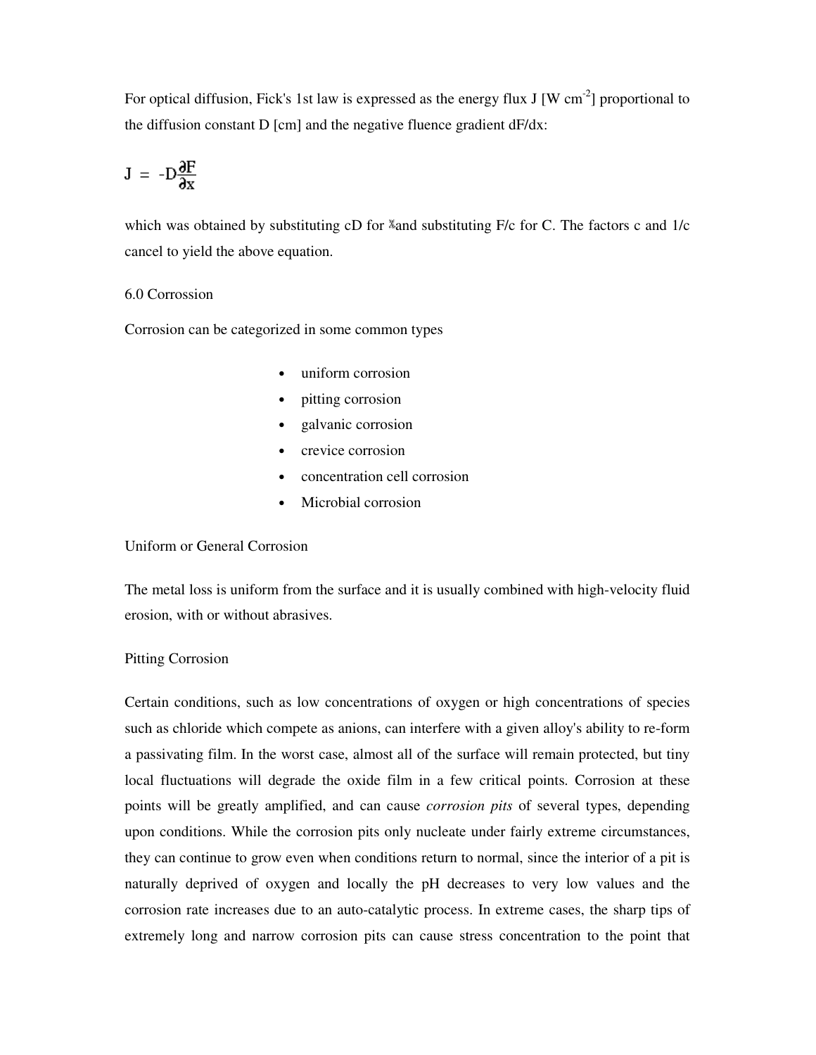For optical diffusion, Fick's 1st law is expressed as the energy flux J [W cm$^{-2}$] proportional to the diffusion constant D [cm] and the negative fluence gradient dF/dx:

$$J = -D\frac{\partial F}{\partial x}$$

which was obtained by substituting cD for $\chi$ and substituting F/c for C. The factors c and 1/c cancel to yield the above equation.

## 6.0 Corrossion

Corrosion can be categorized in some common types

- uniform corrosion
- pitting corrosion
- galvanic corrosion
- crevice corrosion
- concentration cell corrosion
- Microbial corrosion

### Uniform or General Corrosion

The metal loss is uniform from the surface and it is usually combined with high-velocity fluid erosion, with or without abrasives.

### Pitting Corrosion

Certain conditions, such as low concentrations of oxygen or high concentrations of species such as chloride which compete as anions, can interfere with a given alloy's ability to re-form a passivating film. In the worst case, almost all of the surface will remain protected, but tiny local fluctuations will degrade the oxide film in a few critical points. Corrosion at these points will be greatly amplified, and can cause *corrosion pits* of several types, depending upon conditions. While the corrosion pits only nucleate under fairly extreme circumstances, they can continue to grow even when conditions return to normal, since the interior of a pit is naturally deprived of oxygen and locally the pH decreases to very low values and the corrosion rate increases due to an auto-catalytic process. In extreme cases, the sharp tips of extremely long and narrow corrosion pits can cause stress concentration to the point that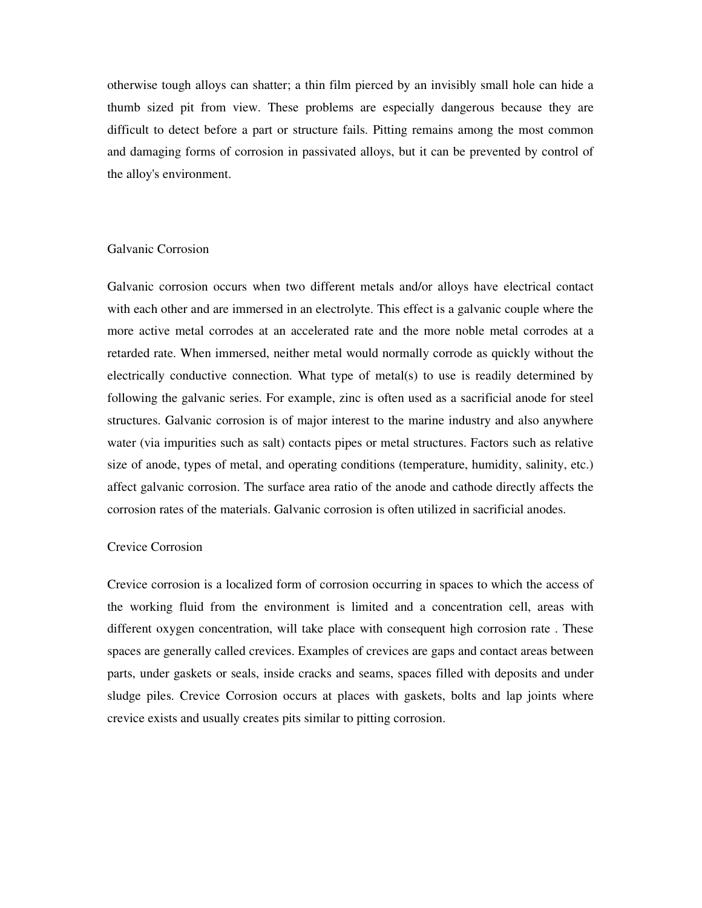otherwise tough alloys can shatter; a thin film pierced by an invisibly small hole can hide a thumb sized pit from view. These problems are especially dangerous because they are difficult to detect before a part or structure fails. Pitting remains among the most common and damaging forms of corrosion in passivated alloys, but it can be prevented by control of the alloy's environment.

## Galvanic Corrosion

Galvanic corrosion occurs when two different metals and/or alloys have electrical contact with each other and are immersed in an electrolyte. This effect is a galvanic couple where the more active metal corrodes at an accelerated rate and the more noble metal corrodes at a retarded rate. When immersed, neither metal would normally corrode as quickly without the electrically conductive connection. What type of metal(s) to use is readily determined by following the galvanic series. For example, zinc is often used as a sacrificial anode for steel structures. Galvanic corrosion is of major interest to the marine industry and also anywhere water (via impurities such as salt) contacts pipes or metal structures. Factors such as relative size of anode, types of metal, and operating conditions (temperature, humidity, salinity, etc.) affect galvanic corrosion. The surface area ratio of the anode and cathode directly affects the corrosion rates of the materials. Galvanic corrosion is often utilized in sacrificial anodes.

## Crevice Corrosion

Crevice corrosion is a localized form of corrosion occurring in spaces to which the access of the working fluid from the environment is limited and a concentration cell, areas with different oxygen concentration, will take place with consequent high corrosion rate . These spaces are generally called crevices. Examples of crevices are gaps and contact areas between parts, under gaskets or seals, inside cracks and seams, spaces filled with deposits and under sludge piles. Crevice Corrosion occurs at places with gaskets, bolts and lap joints where crevice exists and usually creates pits similar to pitting corrosion.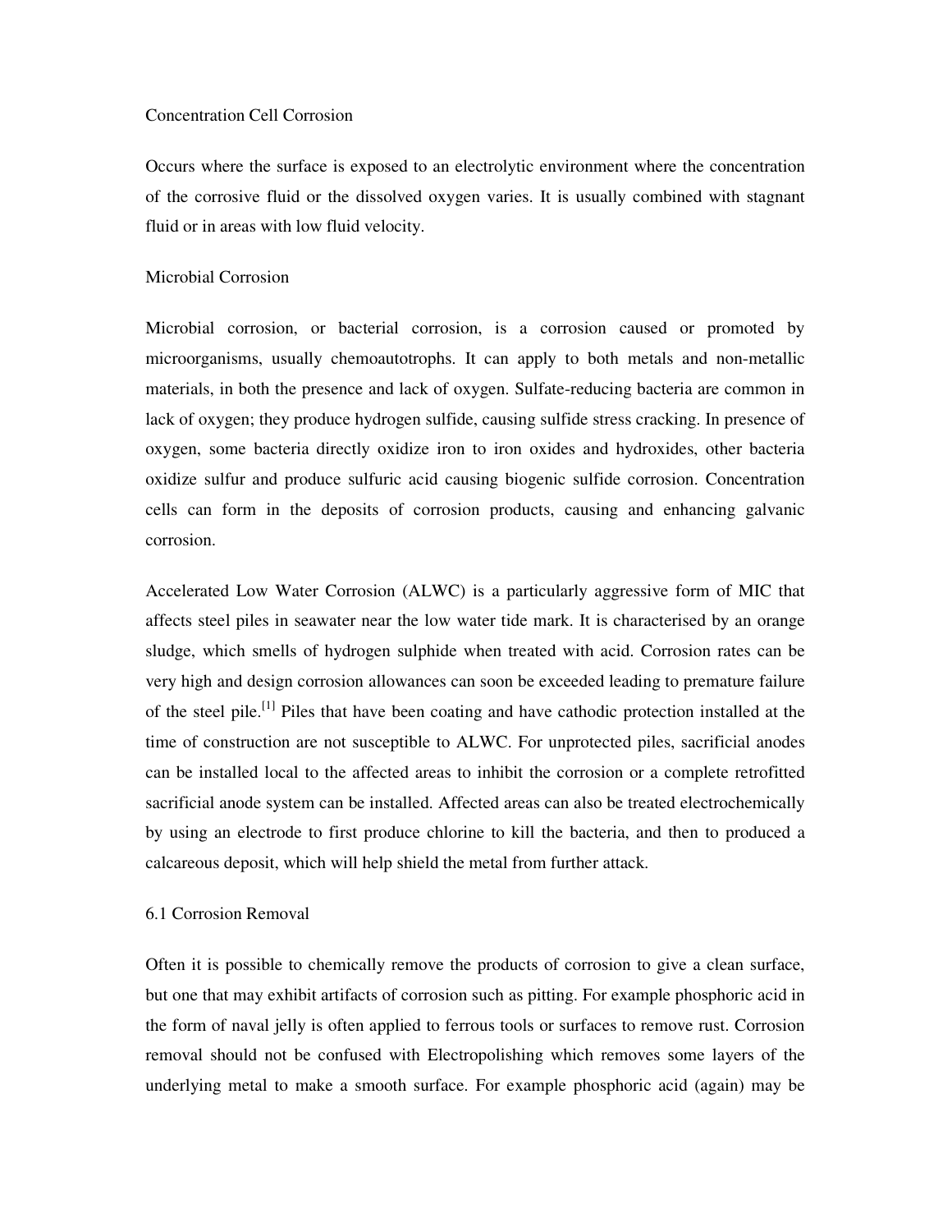### Concentration Cell Corrosion

Occurs where the surface is exposed to an electrolytic environment where the concentration of the corrosive fluid or the dissolved oxygen varies. It is usually combined with stagnant fluid or in areas with low fluid velocity.

### Microbial Corrosion

Microbial corrosion, or bacterial corrosion, is a corrosion caused or promoted by microorganisms, usually chemoautotrophs. It can apply to both metals and non-metallic materials, in both the presence and lack of oxygen. Sulfate-reducing bacteria are common in lack of oxygen; they produce hydrogen sulfide, causing sulfide stress cracking. In presence of oxygen, some bacteria directly oxidize iron to iron oxides and hydroxides, other bacteria oxidize sulfur and produce sulfuric acid causing biogenic sulfide corrosion. Concentration cells can form in the deposits of corrosion products, causing and enhancing galvanic corrosion.

Accelerated Low Water Corrosion (ALWC) is a particularly aggressive form of MIC that affects steel piles in seawater near the low water tide mark. It is characterised by an orange sludge, which smells of hydrogen sulphide when treated with acid. Corrosion rates can be very high and design corrosion allowances can soon be exceeded leading to premature failure of the steel pile.[1] Piles that have been coating and have cathodic protection installed at the time of construction are not susceptible to ALWC. For unprotected piles, sacrificial anodes can be installed local to the affected areas to inhibit the corrosion or a complete retrofitted sacrificial anode system can be installed. Affected areas can also be treated electrochemically by using an electrode to first produce chlorine to kill the bacteria, and then to produced a calcareous deposit, which will help shield the metal from further attack.

## 6.1 Corrosion Removal

Often it is possible to chemically remove the products of corrosion to give a clean surface, but one that may exhibit artifacts of corrosion such as pitting. For example phosphoric acid in the form of naval jelly is often applied to ferrous tools or surfaces to remove rust. Corrosion removal should not be confused with Electropolishing which removes some layers of the underlying metal to make a smooth surface. For example phosphoric acid (again) may be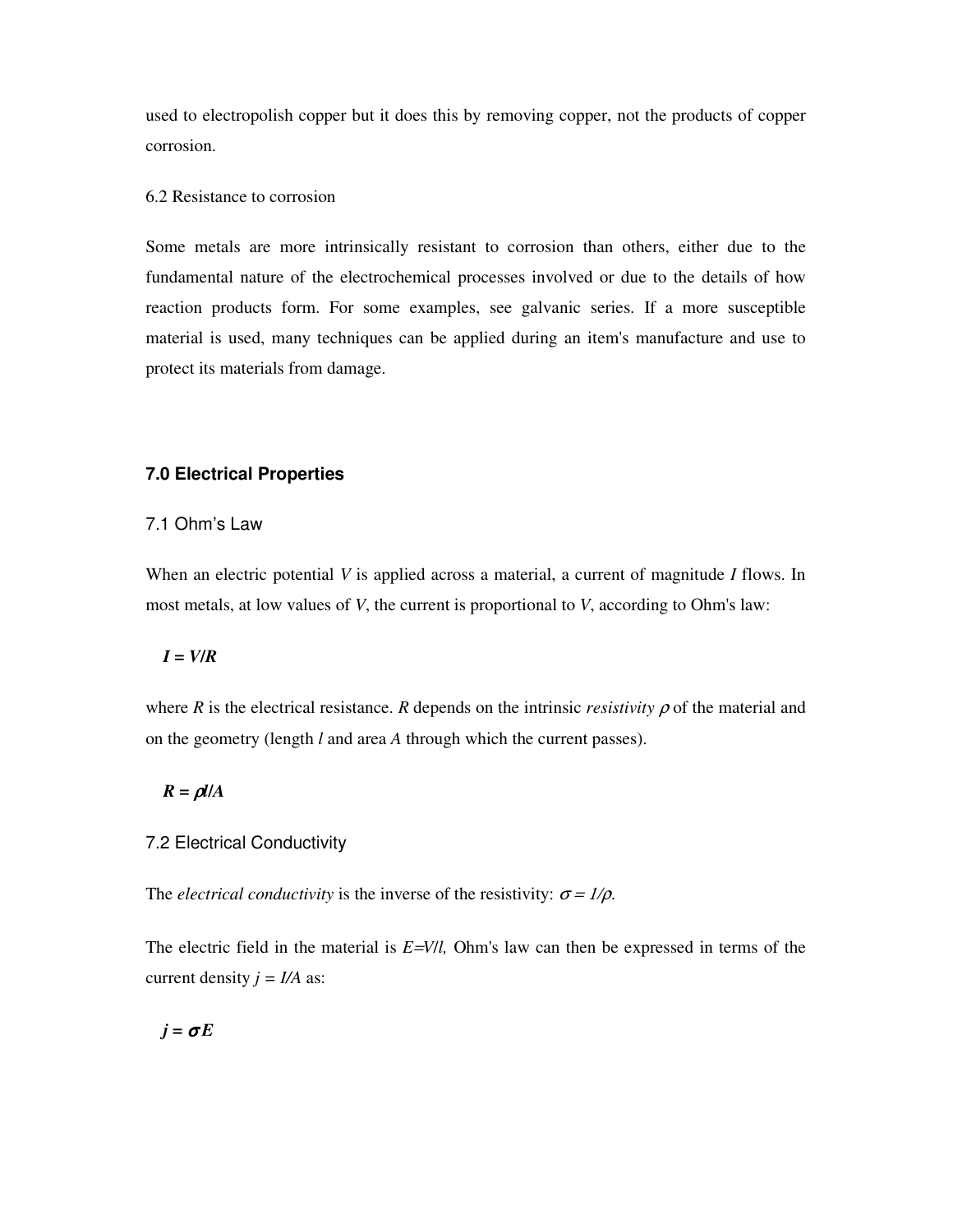used to electropolish copper but it does this by removing copper, not the products of copper corrosion.

6.2 Resistance to corrosion

Some metals are more intrinsically resistant to corrosion than others, either due to the fundamental nature of the electrochemical processes involved or due to the details of how reaction products form. For some examples, see galvanic series. If a more susceptible material is used, many techniques can be applied during an item's manufacture and use to protect its materials from damage.

## 7.0 Electrical Properties

### 7.1 Ohm's Law

When an electric potential $V$ is applied across a material, a current of magnitude $I$ flows. In most metals, at low values of $V$, the current is proportional to $V$, according to Ohm's law:

$$I = V/R$$

where $R$ is the electrical resistance. $R$ depends on the intrinsic *resistivity* $\rho$ of the material and on the geometry (length $l$ and area $A$ through which the current passes).

$$R = \rho l/A$$

### 7.2 Electrical Conductivity

The *electrical conductivity* is the inverse of the resistivity: $\sigma = 1/\rho$.

The electric field in the material is $E=V/l$, Ohm's law can then be expressed in terms of the current density $j = I/A$ as:

$$j = \sigma E$$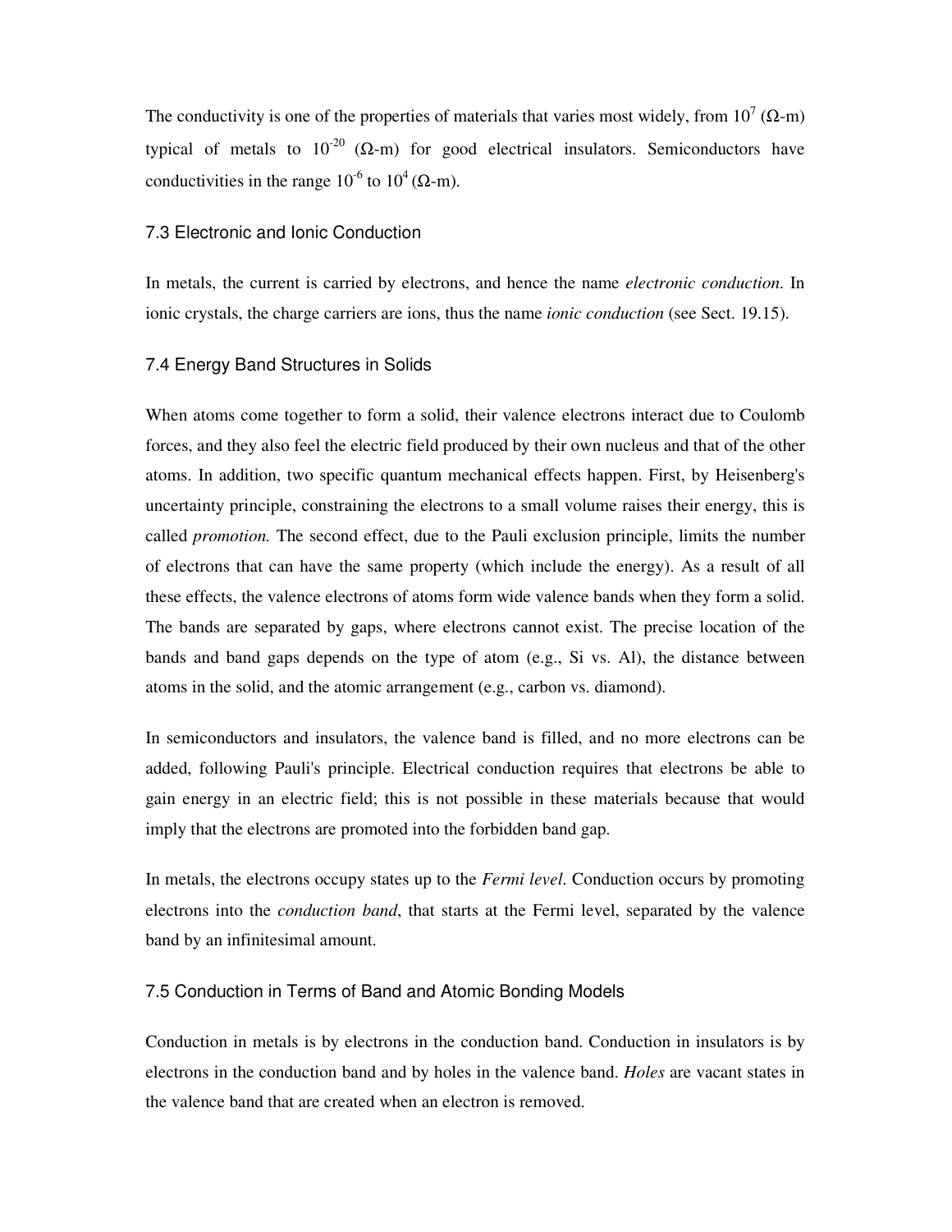The conductivity is one of the properties of materials that varies most widely, from $10^7$ (Ω-m) typical of metals to $10^{-20}$ (Ω-m) for good electrical insulators. Semiconductors have conductivities in the range $10^{-6}$ to $10^4$ (Ω-m).

### 7.3 Electronic and Ionic Conduction

In metals, the current is carried by electrons, and hence the name *electronic conduction*. In ionic crystals, the charge carriers are ions, thus the name *ionic conduction* (see Sect. 19.15).

### 7.4 Energy Band Structures in Solids

When atoms come together to form a solid, their valence electrons interact due to Coulomb forces, and they also feel the electric field produced by their own nucleus and that of the other atoms. In addition, two specific quantum mechanical effects happen. First, by Heisenberg's uncertainty principle, constraining the electrons to a small volume raises their energy, this is called *promotion.* The second effect, due to the Pauli exclusion principle, limits the number of electrons that can have the same property (which include the energy). As a result of all these effects, the valence electrons of atoms form wide valence bands when they form a solid. The bands are separated by gaps, where electrons cannot exist. The precise location of the bands and band gaps depends on the type of atom (e.g., Si vs. Al), the distance between atoms in the solid, and the atomic arrangement (e.g., carbon vs. diamond).

In semiconductors and insulators, the valence band is filled, and no more electrons can be added, following Pauli's principle. Electrical conduction requires that electrons be able to gain energy in an electric field; this is not possible in these materials because that would imply that the electrons are promoted into the forbidden band gap.

In metals, the electrons occupy states up to the *Fermi level.* Conduction occurs by promoting electrons into the *conduction band*, that starts at the Fermi level, separated by the valence band by an infinitesimal amount.

### 7.5 Conduction in Terms of Band and Atomic Bonding Models

Conduction in metals is by electrons in the conduction band. Conduction in insulators is by electrons in the conduction band and by holes in the valence band. *Holes* are vacant states in the valence band that are created when an electron is removed.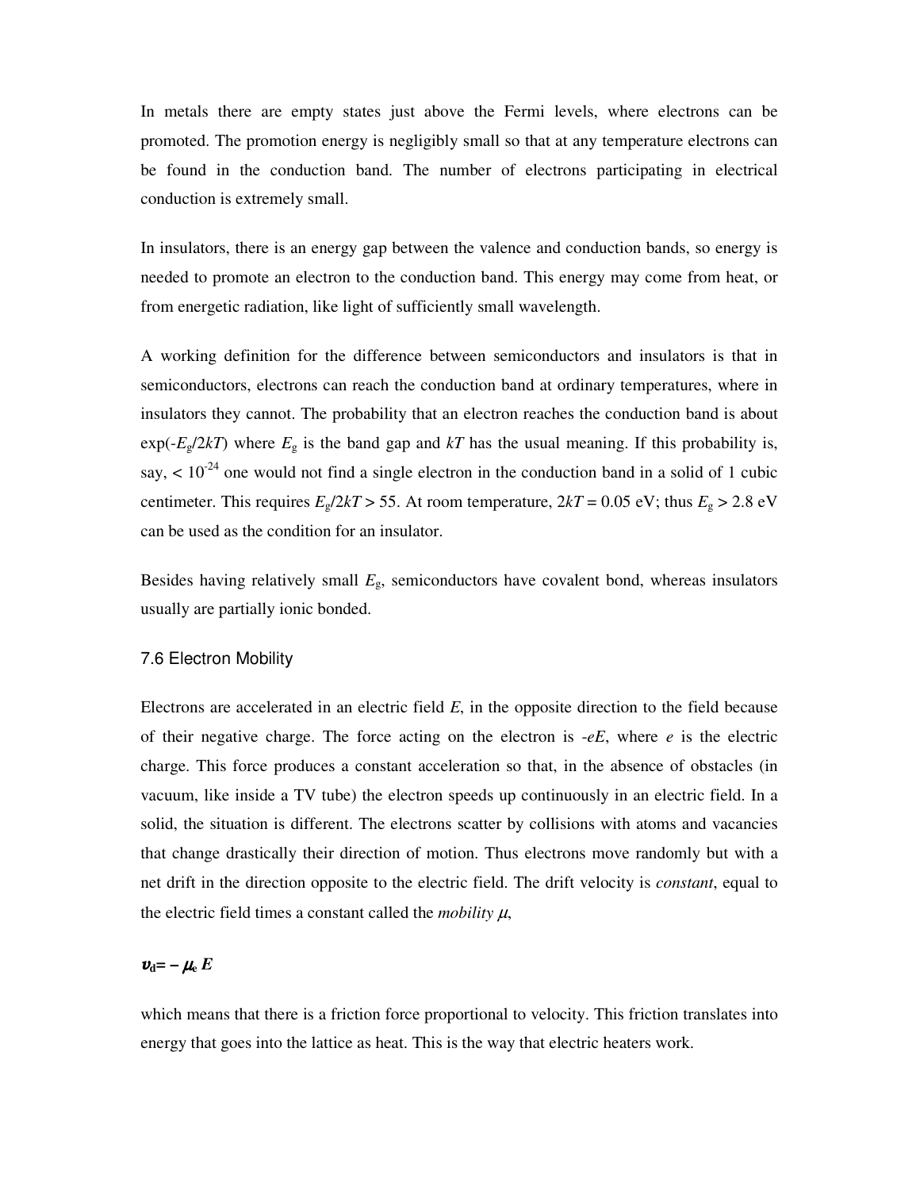In metals there are empty states just above the Fermi levels, where electrons can be promoted. The promotion energy is negligibly small so that at any temperature electrons can be found in the conduction band. The number of electrons participating in electrical conduction is extremely small.

In insulators, there is an energy gap between the valence and conduction bands, so energy is needed to promote an electron to the conduction band. This energy may come from heat, or from energetic radiation, like light of sufficiently small wavelength.

A working definition for the difference between semiconductors and insulators is that in semiconductors, electrons can reach the conduction band at ordinary temperatures, where in insulators they cannot. The probability that an electron reaches the conduction band is about $\exp(-E_g/2kT)$ where $E_g$ is the band gap and $kT$ has the usual meaning. If this probability is, say, $< 10^{-24}$ one would not find a single electron in the conduction band in a solid of 1 cubic centimeter. This requires $E_g/2kT > 55$. At room temperature, $2kT = 0.05$ eV; thus $E_g > 2.8$ eV can be used as the condition for an insulator.

Besides having relatively small $E_g$, semiconductors have covalent bond, whereas insulators usually are partially ionic bonded.

### 7.6 Electron Mobility

Electrons are accelerated in an electric field $E$, in the opposite direction to the field because of their negative charge. The force acting on the electron is $-eE$, where $e$ is the electric charge. This force produces a constant acceleration so that, in the absence of obstacles (in vacuum, like inside a TV tube) the electron speeds up continuously in an electric field. In a solid, the situation is different. The electrons scatter by collisions with atoms and vacancies that change drastically their direction of motion. Thus electrons move randomly but with a net drift in the direction opposite to the electric field. The drift velocity is *constant*, equal to the electric field times a constant called the *mobility* $\mu$,

$$\boldsymbol{v}_d = -\mu_e \boldsymbol{E}$$

which means that there is a friction force proportional to velocity. This friction translates into energy that goes into the lattice as heat. This is the way that electric heaters work.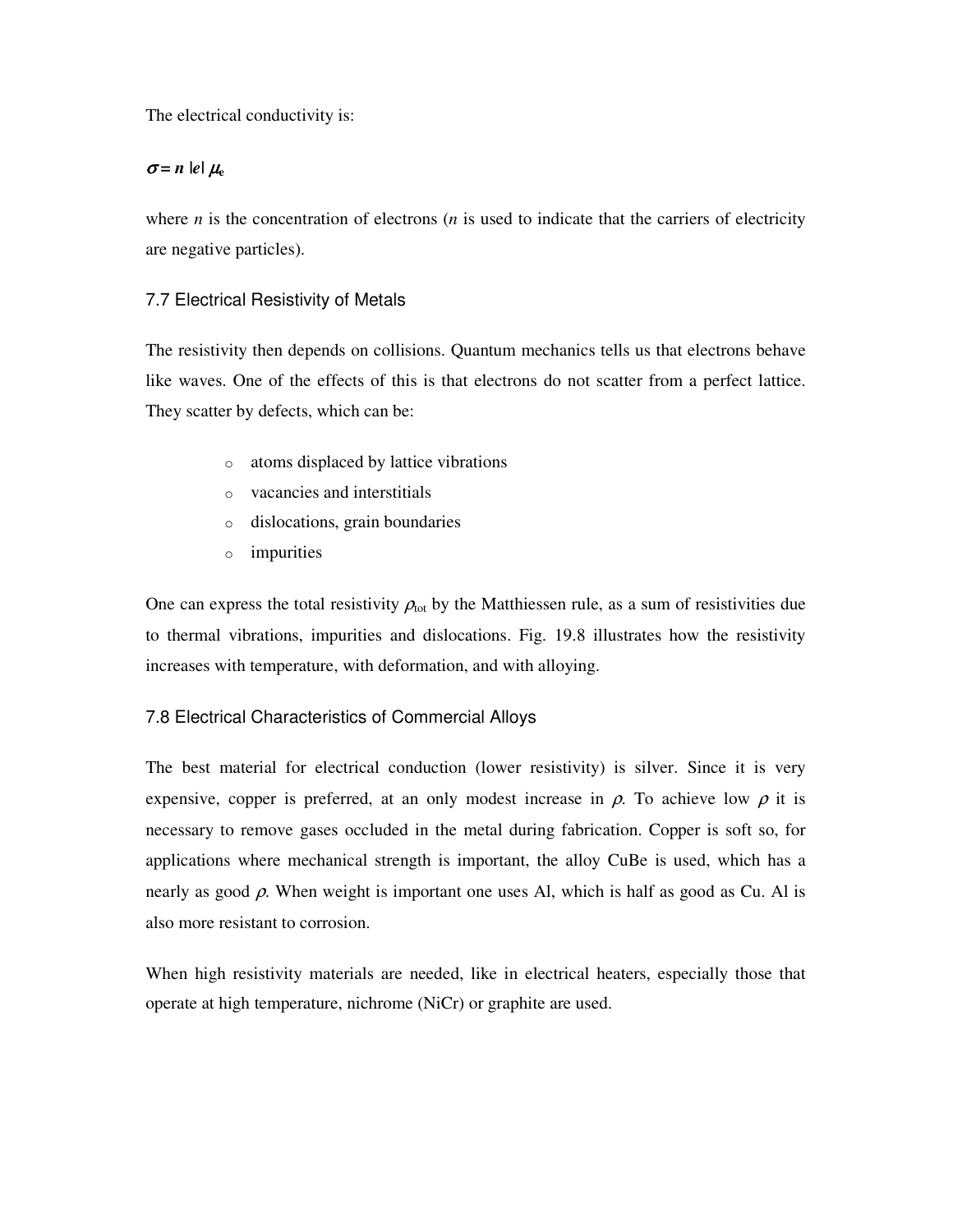The electrical conductivity is:

$$\sigma = n\,|e|\,\mu_e$$

where $n$ is the concentration of electrons ($n$ is used to indicate that the carriers of electricity are negative particles).

## 7.7 Electrical Resistivity of Metals

The resistivity then depends on collisions. Quantum mechanics tells us that electrons behave like waves. One of the effects of this is that electrons do not scatter from a perfect lattice. They scatter by defects, which can be:

- atoms displaced by lattice vibrations
- vacancies and interstitials
- dislocations, grain boundaries
- impurities

One can express the total resistivity $\rho_{tot}$ by the Matthiessen rule, as a sum of resistivities due to thermal vibrations, impurities and dislocations. Fig. 19.8 illustrates how the resistivity increases with temperature, with deformation, and with alloying.

## 7.8 Electrical Characteristics of Commercial Alloys

The best material for electrical conduction (lower resistivity) is silver. Since it is very expensive, copper is preferred, at an only modest increase in $\rho$. To achieve low $\rho$ it is necessary to remove gases occluded in the metal during fabrication. Copper is soft so, for applications where mechanical strength is important, the alloy CuBe is used, which has a nearly as good $\rho$. When weight is important one uses Al, which is half as good as Cu. Al is also more resistant to corrosion.

When high resistivity materials are needed, like in electrical heaters, especially those that operate at high temperature, nichrome (NiCr) or graphite are used.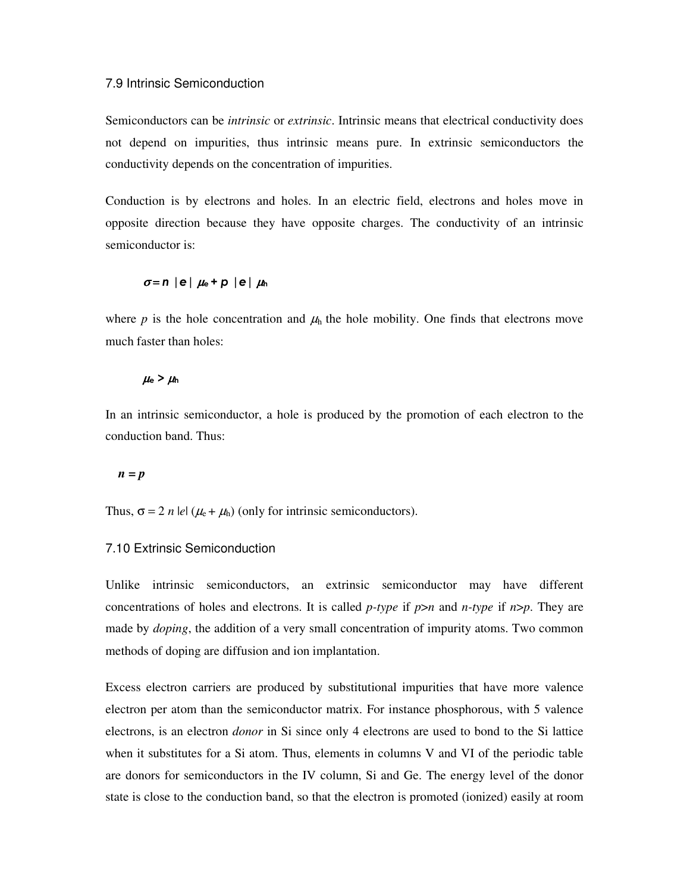## 7.9 Intrinsic Semiconduction

Semiconductors can be *intrinsic* or *extrinsic*. Intrinsic means that electrical conductivity does not depend on impurities, thus intrinsic means pure. In extrinsic semiconductors the conductivity depends on the concentration of impurities.

Conduction is by electrons and holes. In an electric field, electrons and holes move in opposite direction because they have opposite charges. The conductivity of an intrinsic semiconductor is:

$$\sigma = n \ |e| \ \mu_e + p \ |e| \ \mu_h$$

where $p$ is the hole concentration and $\mu_h$ the hole mobility. One finds that electrons move much faster than holes:

$$\mu_e > \mu_h$$

In an intrinsic semiconductor, a hole is produced by the promotion of each electron to the conduction band. Thus:

$$n = p$$

Thus, $\sigma = 2 \ n \ |e| \ (\mu_e + \mu_h)$ (only for intrinsic semiconductors).

## 7.10 Extrinsic Semiconduction

Unlike intrinsic semiconductors, an extrinsic semiconductor may have different concentrations of holes and electrons. It is called *p-type* if $p>n$ and *n-type* if $n>p$. They are made by *doping*, the addition of a very small concentration of impurity atoms. Two common methods of doping are diffusion and ion implantation.

Excess electron carriers are produced by substitutional impurities that have more valence electron per atom than the semiconductor matrix. For instance phosphorous, with 5 valence electrons, is an electron *donor* in Si since only 4 electrons are used to bond to the Si lattice when it substitutes for a Si atom. Thus, elements in columns V and VI of the periodic table are donors for semiconductors in the IV column, Si and Ge. The energy level of the donor state is close to the conduction band, so that the electron is promoted (ionized) easily at room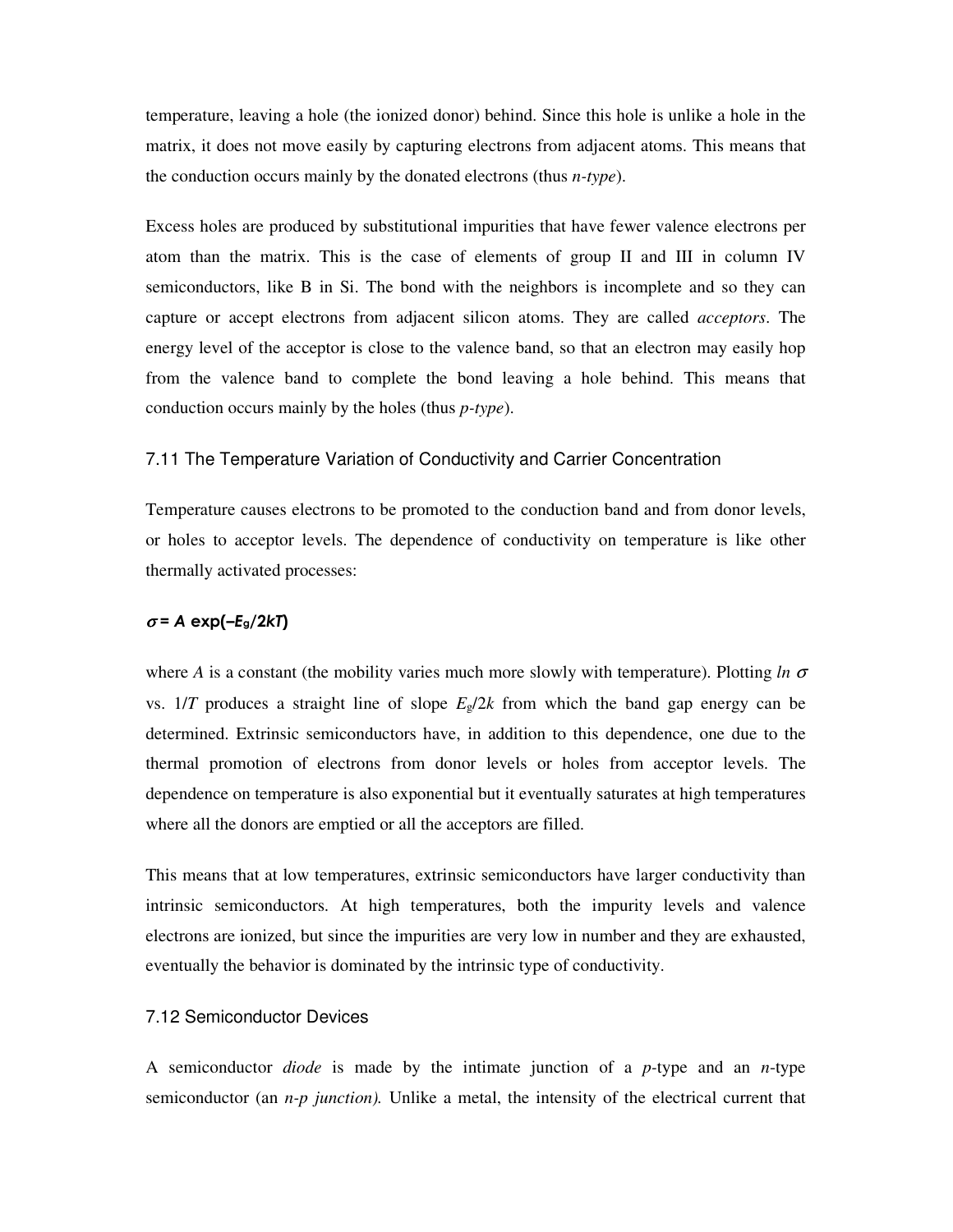temperature, leaving a hole (the ionized donor) behind. Since this hole is unlike a hole in the matrix, it does not move easily by capturing electrons from adjacent atoms. This means that the conduction occurs mainly by the donated electrons (thus *n-type*).

Excess holes are produced by substitutional impurities that have fewer valence electrons per atom than the matrix. This is the case of elements of group II and III in column IV semiconductors, like B in Si. The bond with the neighbors is incomplete and so they can capture or accept electrons from adjacent silicon atoms. They are called *acceptors*. The energy level of the acceptor is close to the valence band, so that an electron may easily hop from the valence band to complete the bond leaving a hole behind. This means that conduction occurs mainly by the holes (thus *p-type*).

### 7.11 The Temperature Variation of Conductivity and Carrier Concentration

Temperature causes electrons to be promoted to the conduction band and from donor levels, or holes to acceptor levels. The dependence of conductivity on temperature is like other thermally activated processes:

$$\sigma = A \exp(-E_g/2kT)$$

where $A$ is a constant (the mobility varies much more slowly with temperature). Plotting $\ln \sigma$ vs. $1/T$ produces a straight line of slope $E_g/2k$ from which the band gap energy can be determined. Extrinsic semiconductors have, in addition to this dependence, one due to the thermal promotion of electrons from donor levels or holes from acceptor levels. The dependence on temperature is also exponential but it eventually saturates at high temperatures where all the donors are emptied or all the acceptors are filled.

This means that at low temperatures, extrinsic semiconductors have larger conductivity than intrinsic semiconductors. At high temperatures, both the impurity levels and valence electrons are ionized, but since the impurities are very low in number and they are exhausted, eventually the behavior is dominated by the intrinsic type of conductivity.

### 7.12 Semiconductor Devices

A semiconductor *diode* is made by the intimate junction of a *p*-type and an *n*-type semiconductor (an *n-p junction).* Unlike a metal, the intensity of the electrical current that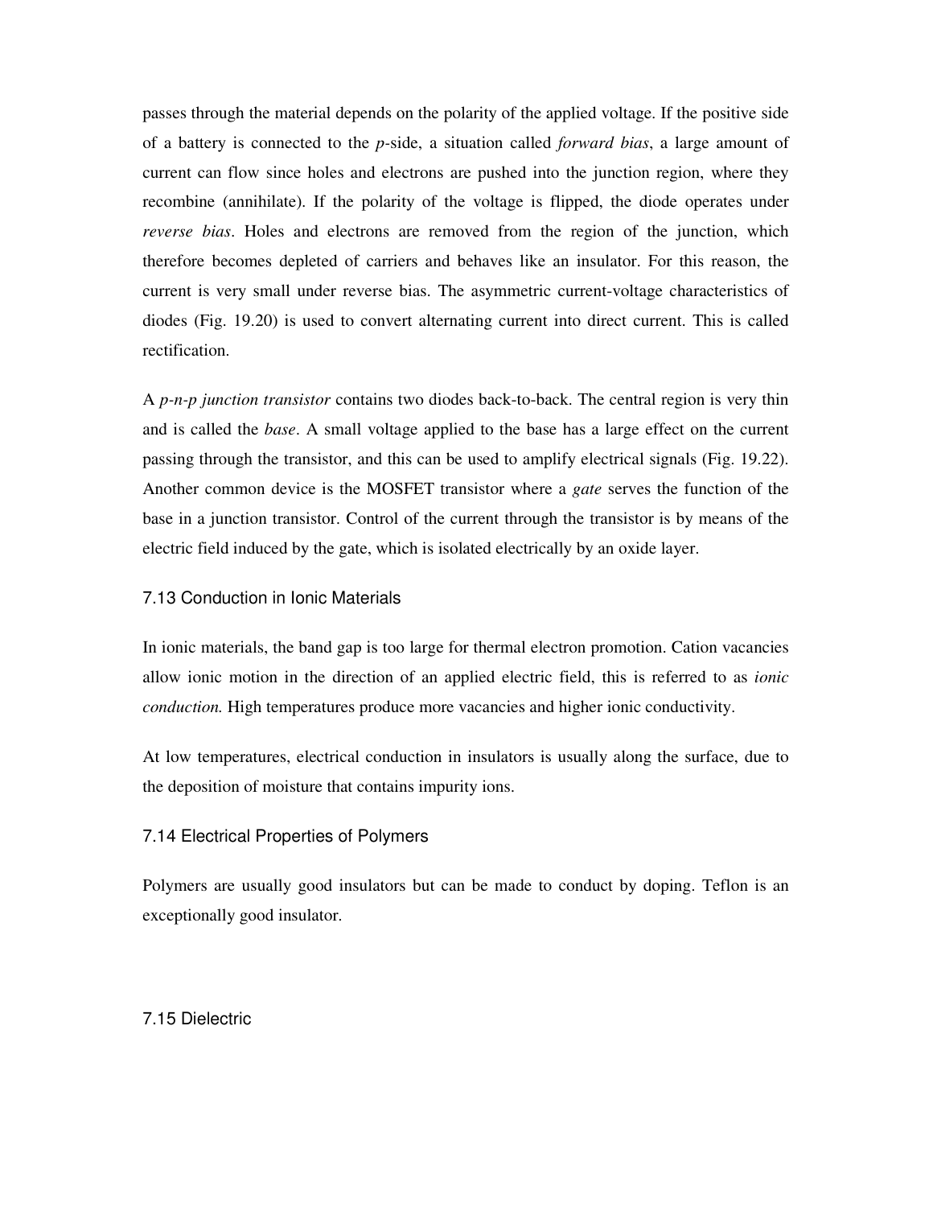passes through the material depends on the polarity of the applied voltage. If the positive side of a battery is connected to the *p*-side, a situation called *forward bias*, a large amount of current can flow since holes and electrons are pushed into the junction region, where they recombine (annihilate). If the polarity of the voltage is flipped, the diode operates under *reverse bias*. Holes and electrons are removed from the region of the junction, which therefore becomes depleted of carriers and behaves like an insulator. For this reason, the current is very small under reverse bias. The asymmetric current-voltage characteristics of diodes (Fig. 19.20) is used to convert alternating current into direct current. This is called rectification.

A *p-n-p junction transistor* contains two diodes back-to-back. The central region is very thin and is called the *base*. A small voltage applied to the base has a large effect on the current passing through the transistor, and this can be used to amplify electrical signals (Fig. 19.22). Another common device is the MOSFET transistor where a *gate* serves the function of the base in a junction transistor. Control of the current through the transistor is by means of the electric field induced by the gate, which is isolated electrically by an oxide layer.

### 7.13 Conduction in Ionic Materials

In ionic materials, the band gap is too large for thermal electron promotion. Cation vacancies allow ionic motion in the direction of an applied electric field, this is referred to as *ionic conduction.* High temperatures produce more vacancies and higher ionic conductivity.

At low temperatures, electrical conduction in insulators is usually along the surface, due to the deposition of moisture that contains impurity ions.

### 7.14 Electrical Properties of Polymers

Polymers are usually good insulators but can be made to conduct by doping. Teflon is an exceptionally good insulator.

### 7.15 Dielectric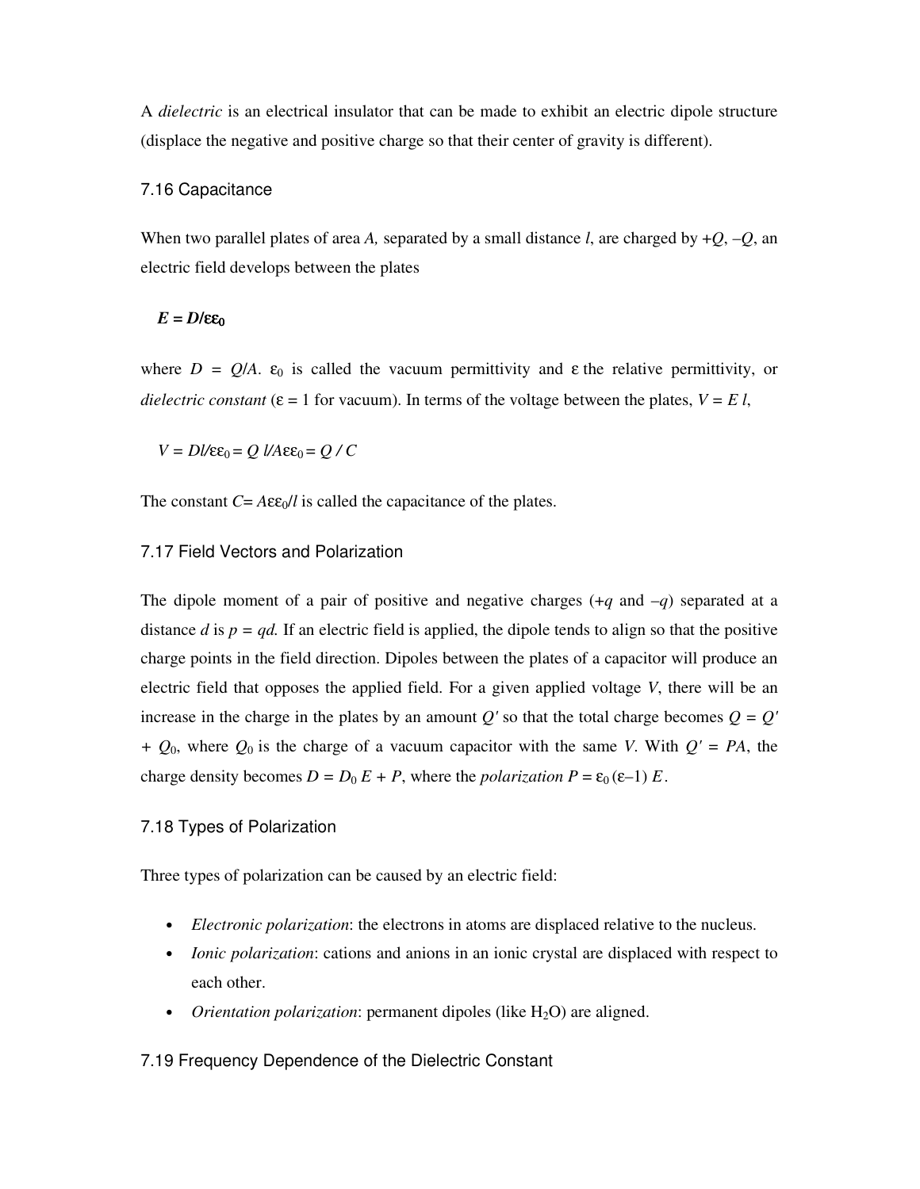A *dielectric* is an electrical insulator that can be made to exhibit an electric dipole structure (displace the negative and positive charge so that their center of gravity is different).

## 7.16 Capacitance

When two parallel plates of area $A$, separated by a small distance $l$, are charged by $+Q$, $-Q$, an electric field develops between the plates

$$\boldsymbol{E = D/\varepsilon\varepsilon_0}$$

where $D = Q/A$. $\varepsilon_0$ is called the vacuum permittivity and $\varepsilon$ the relative permittivity, or *dielectric constant* ($\varepsilon = 1$ for vacuum). In terms of the voltage between the plates, $V = E\,l$,

$$V = Dl/\varepsilon\varepsilon_0 = Q\,l/A\varepsilon\varepsilon_0 = Q\,/\,C$$

The constant $C = A\varepsilon\varepsilon_0/l$ is called the capacitance of the plates.

## 7.17 Field Vectors and Polarization

The dipole moment of a pair of positive and negative charges ($+q$ and $-q$) separated at a distance $d$ is $p = qd$. If an electric field is applied, the dipole tends to align so that the positive charge points in the field direction. Dipoles between the plates of a capacitor will produce an electric field that opposes the applied field. For a given applied voltage $V$, there will be an increase in the charge in the plates by an amount $Q'$ so that the total charge becomes $Q = Q' + Q_0$, where $Q_0$ is the charge of a vacuum capacitor with the same $V$. With $Q' = PA$, the charge density becomes $D = D_0\,E + P$, where the *polarization* $P = \varepsilon_0\,(\varepsilon - 1)\,E$.

## 7.18 Types of Polarization

Three types of polarization can be caused by an electric field:

- *Electronic polarization*: the electrons in atoms are displaced relative to the nucleus.
- *Ionic polarization*: cations and anions in an ionic crystal are displaced with respect to each other.
- *Orientation polarization*: permanent dipoles (like $H_2O$) are aligned.

## 7.19 Frequency Dependence of the Dielectric Constant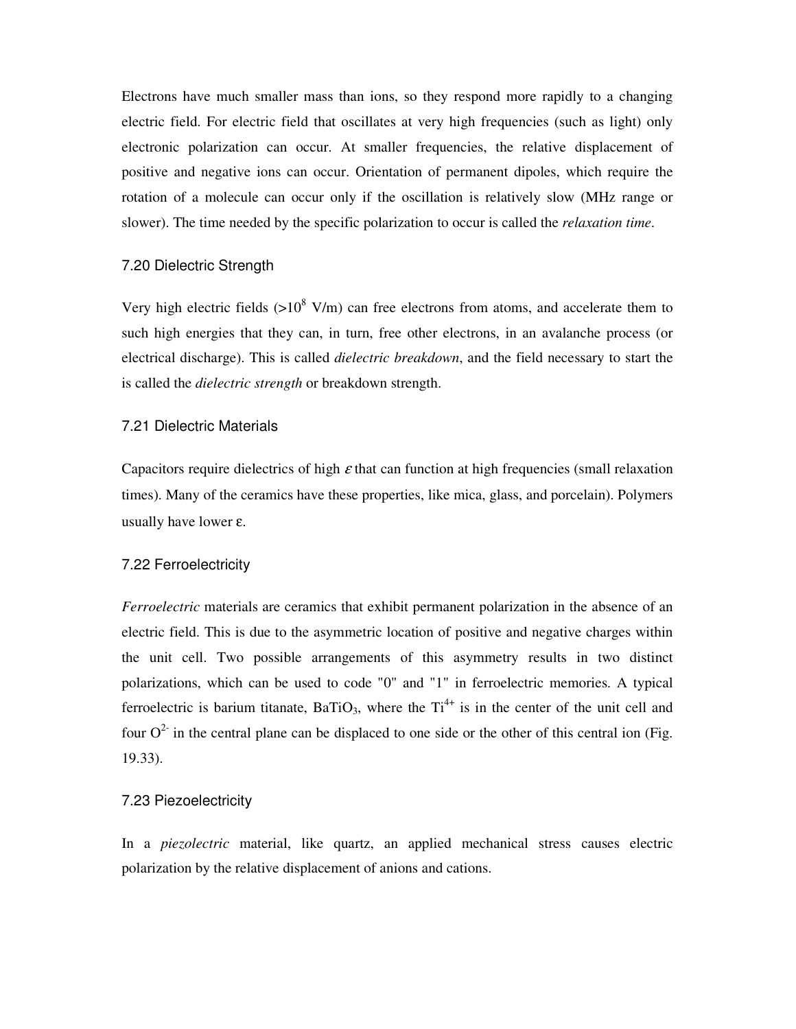Electrons have much smaller mass than ions, so they respond more rapidly to a changing electric field. For electric field that oscillates at very high frequencies (such as light) only electronic polarization can occur. At smaller frequencies, the relative displacement of positive and negative ions can occur. Orientation of permanent dipoles, which require the rotation of a molecule can occur only if the oscillation is relatively slow (MHz range or slower). The time needed by the specific polarization to occur is called the *relaxation time*.

### 7.20 Dielectric Strength

Very high electric fields (>$10^8$ V/m) can free electrons from atoms, and accelerate them to such high energies that they can, in turn, free other electrons, in an avalanche process (or electrical discharge). This is called *dielectric breakdown*, and the field necessary to start the is called the *dielectric strength* or breakdown strength.

### 7.21 Dielectric Materials

Capacitors require dielectrics of high $\varepsilon$ that can function at high frequencies (small relaxation times). Many of the ceramics have these properties, like mica, glass, and porcelain). Polymers usually have lower $\varepsilon$.

### 7.22 Ferroelectricity

*Ferroelectric* materials are ceramics that exhibit permanent polarization in the absence of an electric field. This is due to the asymmetric location of positive and negative charges within the unit cell. Two possible arrangements of this asymmetry results in two distinct polarizations, which can be used to code "0" and "1" in ferroelectric memories. A typical ferroelectric is barium titanate, $BaTiO_3$, where the $Ti^{4+}$ is in the center of the unit cell and four $O^{2-}$ in the central plane can be displaced to one side or the other of this central ion (Fig. 19.33).

### 7.23 Piezoelectricity

In a *piezolectric* material, like quartz, an applied mechanical stress causes electric polarization by the relative displacement of anions and cations.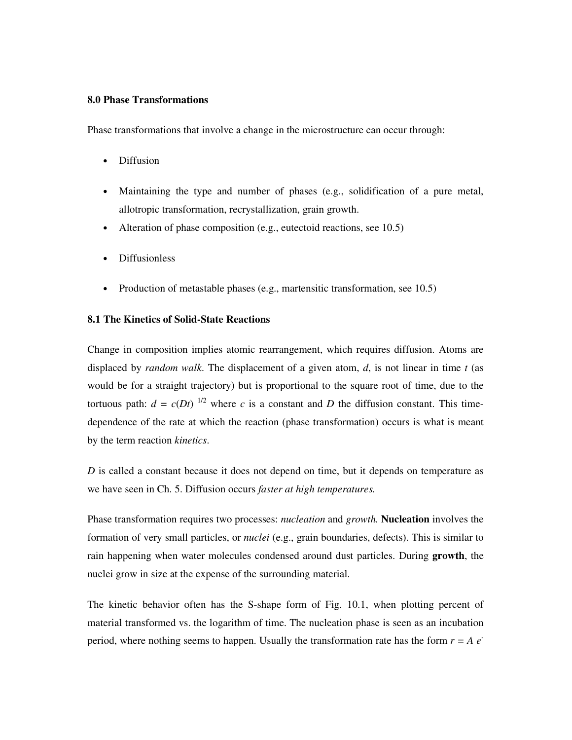### 8.0 Phase Transformations

Phase transformations that involve a change in the microstructure can occur through:

- Diffusion
- Maintaining the type and number of phases (e.g., solidification of a pure metal, allotropic transformation, recrystallization, grain growth.
- Alteration of phase composition (e.g., eutectoid reactions, see 10.5)
- Diffusionless
- Production of metastable phases (e.g., martensitic transformation, see 10.5)

### 8.1 The Kinetics of Solid-State Reactions

Change in composition implies atomic rearrangement, which requires diffusion. Atoms are displaced by *random walk*. The displacement of a given atom, $d$, is not linear in time $t$ (as would be for a straight trajectory) but is proportional to the square root of time, due to the tortuous path: $d = c(Dt)^{1/2}$ where $c$ is a constant and $D$ the diffusion constant. This time-dependence of the rate at which the reaction (phase transformation) occurs is what is meant by the term reaction *kinetics*.

$D$ is called a constant because it does not depend on time, but it depends on temperature as we have seen in Ch. 5. Diffusion occurs *faster at high temperatures.*

Phase transformation requires two processes: *nucleation* and *growth.* **Nucleation** involves the formation of very small particles, or *nuclei* (e.g., grain boundaries, defects). This is similar to rain happening when water molecules condensed around dust particles. During **growth**, the nuclei grow in size at the expense of the surrounding material.

The kinetic behavior often has the S-shape form of Fig. 10.1, when plotting percent of material transformed vs. the logarithm of time. The nucleation phase is seen as an incubation period, where nothing seems to happen. Usually the transformation rate has the form $r = A\ e^{-}$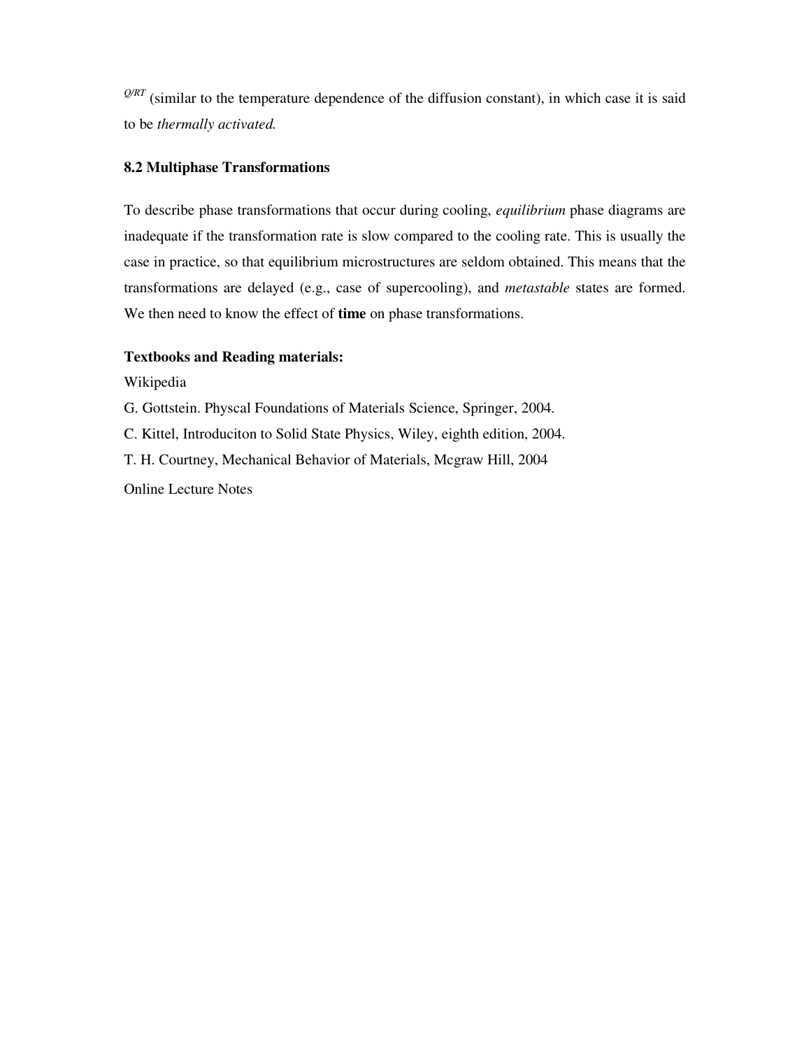$^{Q/RT}$ (similar to the temperature dependence of the diffusion constant), in which case it is said to be *thermally activated.*

### 8.2 Multiphase Transformations

To describe phase transformations that occur during cooling, *equilibrium* phase diagrams are inadequate if the transformation rate is slow compared to the cooling rate. This is usually the case in practice, so that equilibrium microstructures are seldom obtained. This means that the transformations are delayed (e.g., case of supercooling), and *metastable* states are formed. We then need to know the effect of **time** on phase transformations.

**Textbooks and Reading materials:**

Wikipedia

G. Gottstein. Physcal Foundations of Materials Science, Springer, 2004.

C. Kittel, Introduciton to Solid State Physics, Wiley, eighth edition, 2004.

T. H. Courtney, Mechanical Behavior of Materials, Mcgraw Hill, 2004

Online Lecture Notes